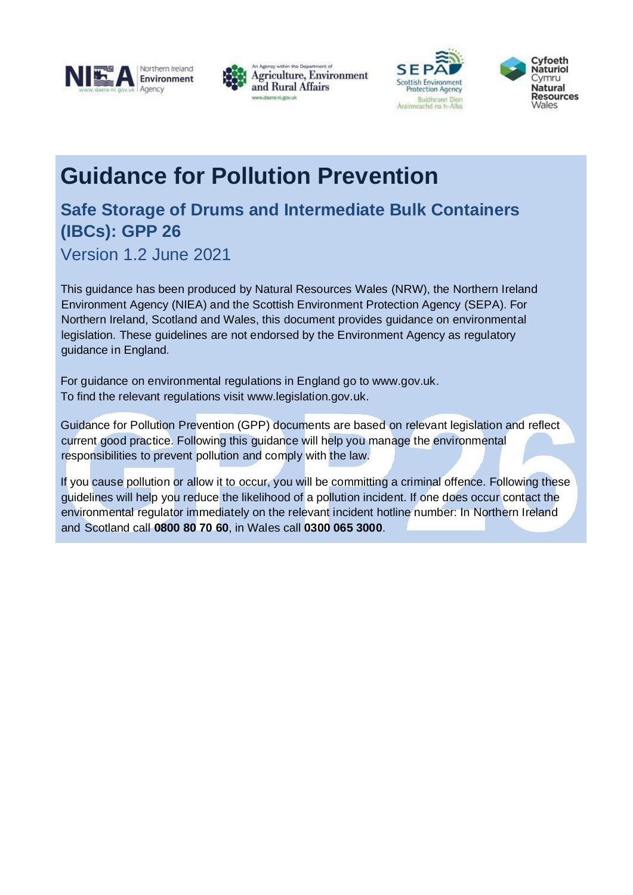# Guidance for Pollution Prevention

## Safe Storage of Drums and Intermediate Bulk Containers (IBCs): GPP 26

Version 1.2 June 2021

This guidance has been produced by Natural Resources Wales (NRW), the Northern Ireland Environment Agency (NIEA) and the Scottish Environment Protection Agency (SEPA). For Northern Ireland, Scotland and Wales, this document provides guidance on environmental legislation. These guidelines are not endorsed by the Environment Agency as regulatory guidance in England.

For guidance on environmental regulations in England go to www.gov.uk.
To find the relevant regulations visit www.legislation.gov.uk.

Guidance for Pollution Prevention (GPP) documents are based on relevant legislation and reflect current good practice. Following this guidance will help you manage the environmental responsibilities to prevent pollution and comply with the law.

If you cause pollution or allow it to occur, you will be committing a criminal offence. Following these guidelines will help you reduce the likelihood of a pollution incident. If one does occur contact the environmental regulator immediately on the relevant incident hotline number: In Northern Ireland and Scotland call **0800 80 70 60**, in Wales call **0300 065 3000**.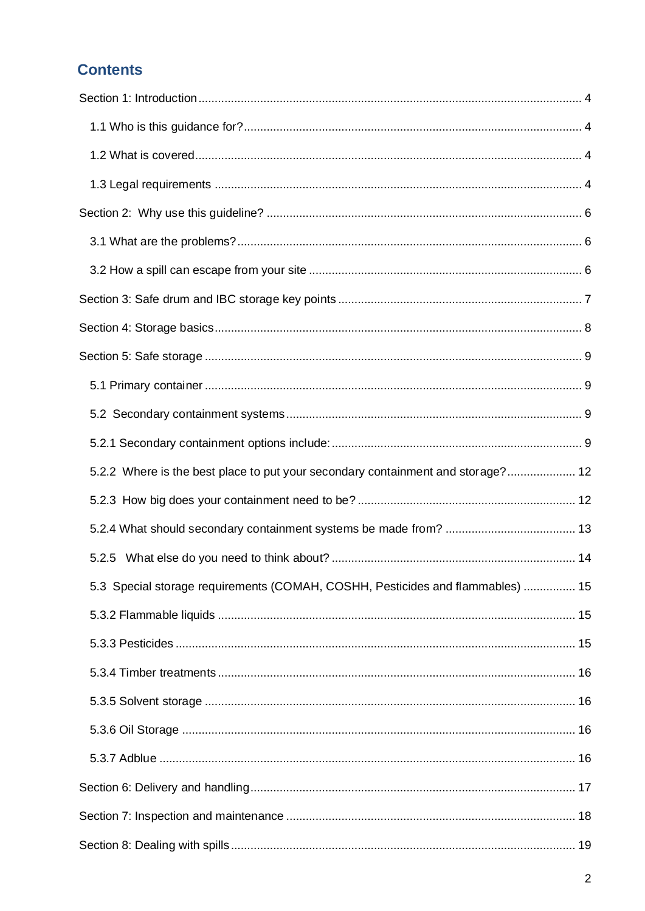## Contents

Section 1: Introduction ..................................................................................................... 4

1.1 Who is this guidance for? ....................................................................................... 4

1.2 What is covered ...................................................................................................... 4

1.3 Legal requirements ................................................................................................. 4

Section 2: Why use this guideline? ................................................................................ 6

3.1 What are the problems? ......................................................................................... 6

3.2 How a spill can escape from your site .................................................................... 6

Section 3: Safe drum and IBC storage key points .......................................................... 7

Section 4: Storage basics ................................................................................................ 8

Section 5: Safe storage ................................................................................................... 9

5.1 Primary container ................................................................................................... 9

5.2 Secondary containment systems .......................................................................... 9

5.2.1 Secondary containment options include: ............................................................ 9

5.2.2 Where is the best place to put your secondary containment and storage? ..................... 12

5.2.3 How big does your containment need to be? .................................................. 12

5.2.4 What should secondary containment systems be made from? ........................................ 13

5.2.5 What else do you need to think about? .......................................................... 14

5.3 Special storage requirements (COMAH, COSHH, Pesticides and flammables) ................ 15

5.3.2 Flammable liquids ............................................................................................. 15

5.3.3 Pesticides .......................................................................................................... 15

5.3.4 Timber treatments ............................................................................................ 16

5.3.5 Solvent storage ................................................................................................. 16

5.3.6 Oil Storage ........................................................................................................ 16

5.3.7 Adblue .............................................................................................................. 16

Section 6: Delivery and handling .................................................................................... 17

Section 7: Inspection and maintenance ........................................................................ 18

Section 8: Dealing with spills ......................................................................................... 19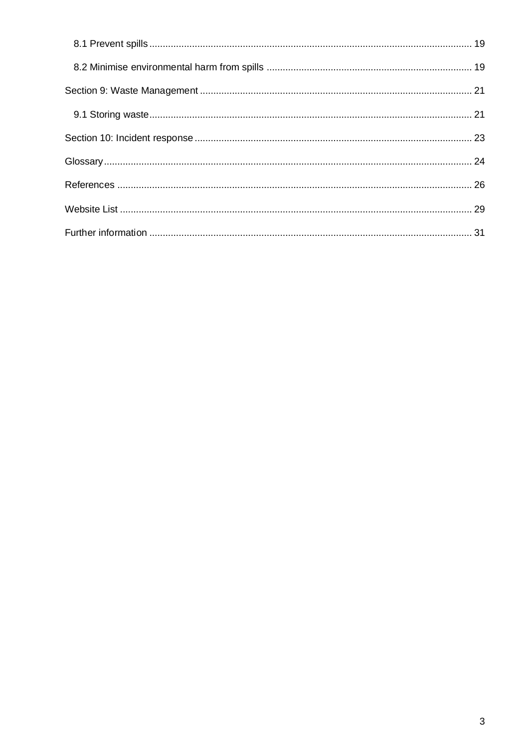8.1 Prevent spills ........................................................................................................................ 19

8.2 Minimise environmental harm from spills ............................................................................ 19

Section 9: Waste Management ..................................................................................................... 21

9.1 Storing waste ........................................................................................................................ 21

Section 10: Incident response ....................................................................................................... 23

Glossary ........................................................................................................................................ 24

References .................................................................................................................................... 26

Website List ................................................................................................................................... 29

Further information ........................................................................................................................ 31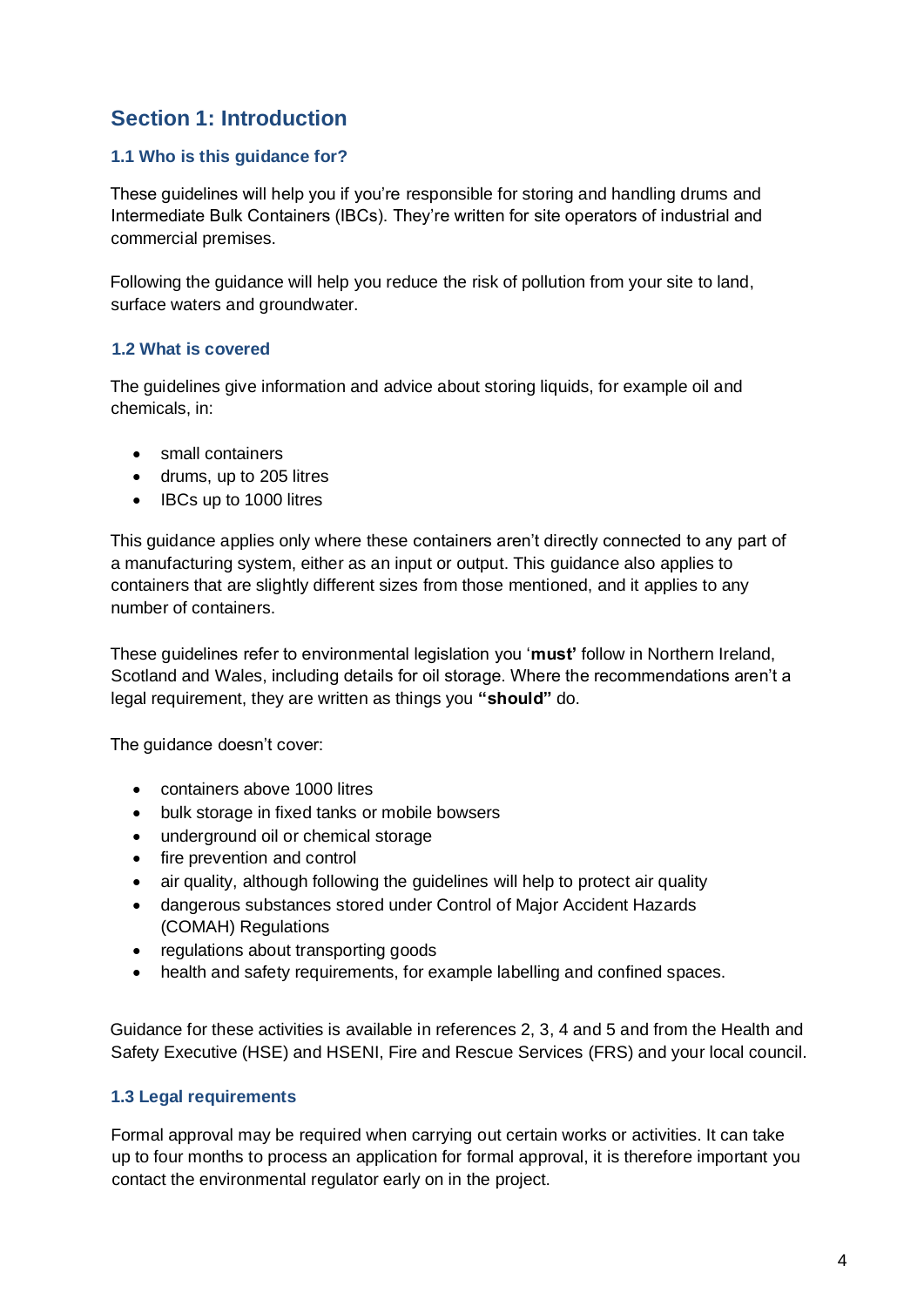## Section 1: Introduction

### 1.1 Who is this guidance for?

These guidelines will help you if you're responsible for storing and handling drums and Intermediate Bulk Containers (IBCs). They're written for site operators of industrial and commercial premises.

Following the guidance will help you reduce the risk of pollution from your site to land, surface waters and groundwater.

### 1.2 What is covered

The guidelines give information and advice about storing liquids, for example oil and chemicals, in:

- small containers
- drums, up to 205 litres
- IBCs up to 1000 litres

This guidance applies only where these containers aren't directly connected to any part of a manufacturing system, either as an input or output. This guidance also applies to containers that are slightly different sizes from those mentioned, and it applies to any number of containers.

These guidelines refer to environmental legislation you '**must'** follow in Northern Ireland, Scotland and Wales, including details for oil storage. Where the recommendations aren't a legal requirement, they are written as things you **"should"** do.

The guidance doesn't cover:

- containers above 1000 litres
- bulk storage in fixed tanks or mobile bowsers
- underground oil or chemical storage
- fire prevention and control
- air quality, although following the guidelines will help to protect air quality
- dangerous substances stored under Control of Major Accident Hazards (COMAH) Regulations
- regulations about transporting goods
- health and safety requirements, for example labelling and confined spaces.

Guidance for these activities is available in references 2, 3, 4 and 5 and from the Health and Safety Executive (HSE) and HSENI, Fire and Rescue Services (FRS) and your local council.

### 1.3 Legal requirements

Formal approval may be required when carrying out certain works or activities. It can take up to four months to process an application for formal approval, it is therefore important you contact the environmental regulator early on in the project.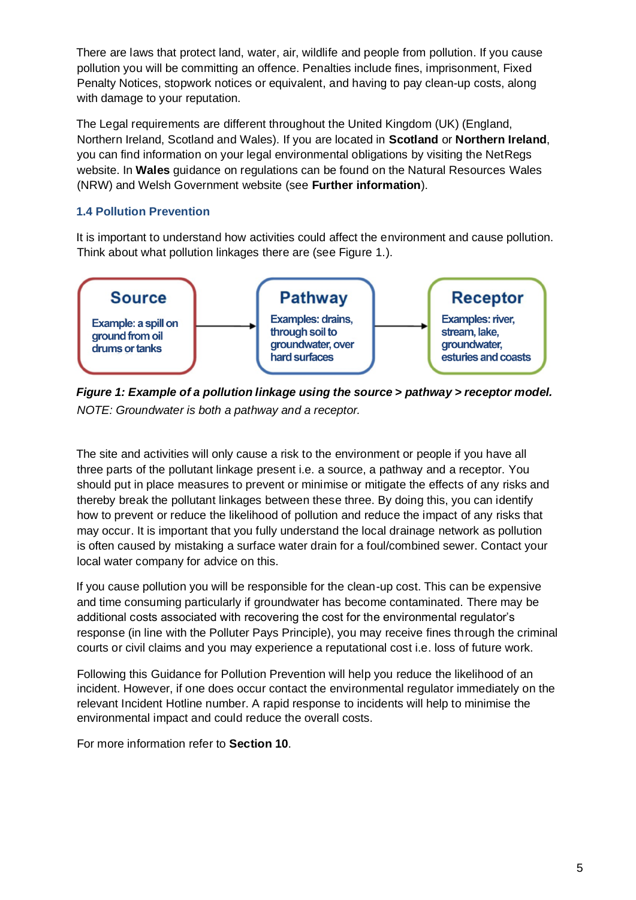There are laws that protect land, water, air, wildlife and people from pollution. If you cause pollution you will be committing an offence. Penalties include fines, imprisonment, Fixed Penalty Notices, stopwork notices or equivalent, and having to pay clean-up costs, along with damage to your reputation.

The Legal requirements are different throughout the United Kingdom (UK) (England, Northern Ireland, Scotland and Wales). If you are located in **Scotland** or **Northern Ireland**, you can find information on your legal environmental obligations by visiting the NetRegs website. In **Wales** guidance on regulations can be found on the Natural Resources Wales (NRW) and Welsh Government website (see **Further information**).

### 1.4 Pollution Prevention

It is important to understand how activities could affect the environment and cause pollution. Think about what pollution linkages there are (see Figure 1.).

**Source**
Example: a spill on ground from oil drums or tanks

→

**Pathway**
Examples: drains, through soil to groundwater, over hard surfaces

→

**Receptor**
Examples: river, stream, lake, groundwater, esturies and coasts

***Figure 1: Example of a pollution linkage using the source > pathway > receptor model.***

*NOTE: Groundwater is both a pathway and a receptor.*

The site and activities will only cause a risk to the environment or people if you have all three parts of the pollutant linkage present i.e. a source, a pathway and a receptor. You should put in place measures to prevent or minimise or mitigate the effects of any risks and thereby break the pollutant linkages between these three. By doing this, you can identify how to prevent or reduce the likelihood of pollution and reduce the impact of any risks that may occur. It is important that you fully understand the local drainage network as pollution is often caused by mistaking a surface water drain for a foul/combined sewer. Contact your local water company for advice on this.

If you cause pollution you will be responsible for the clean-up cost. This can be expensive and time consuming particularly if groundwater has become contaminated. There may be additional costs associated with recovering the cost for the environmental regulator's response (in line with the Polluter Pays Principle), you may receive fines through the criminal courts or civil claims and you may experience a reputational cost i.e. loss of future work.

Following this Guidance for Pollution Prevention will help you reduce the likelihood of an incident. However, if one does occur contact the environmental regulator immediately on the relevant Incident Hotline number. A rapid response to incidents will help to minimise the environmental impact and could reduce the overall costs.

For more information refer to **Section 10**.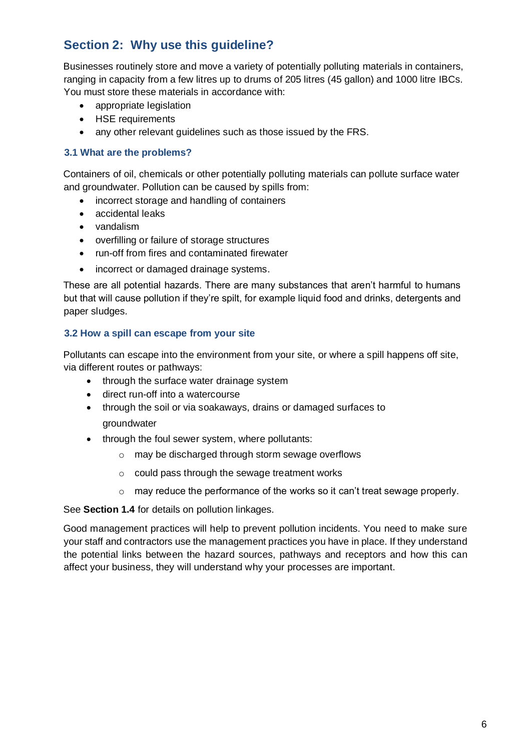## Section 2: Why use this guideline?

Businesses routinely store and move a variety of potentially polluting materials in containers, ranging in capacity from a few litres up to drums of 205 litres (45 gallon) and 1000 litre IBCs. You must store these materials in accordance with:

- appropriate legislation
- HSE requirements
- any other relevant guidelines such as those issued by the FRS.

### 3.1 What are the problems?

Containers of oil, chemicals or other potentially polluting materials can pollute surface water and groundwater. Pollution can be caused by spills from:

- incorrect storage and handling of containers
- accidental leaks
- vandalism
- overfilling or failure of storage structures
- run-off from fires and contaminated firewater
- incorrect or damaged drainage systems.

These are all potential hazards. There are many substances that aren't harmful to humans but that will cause pollution if they're spilt, for example liquid food and drinks, detergents and paper sludges.

### 3.2 How a spill can escape from your site

Pollutants can escape into the environment from your site, or where a spill happens off site, via different routes or pathways:

- through the surface water drainage system
- direct run-off into a watercourse
- through the soil or via soakaways, drains or damaged surfaces to groundwater
- through the foul sewer system, where pollutants:
  - may be discharged through storm sewage overflows
  - could pass through the sewage treatment works
  - may reduce the performance of the works so it can't treat sewage properly.

See **Section 1.4** for details on pollution linkages.

Good management practices will help to prevent pollution incidents. You need to make sure your staff and contractors use the management practices you have in place. If they understand the potential links between the hazard sources, pathways and receptors and how this can affect your business, they will understand why your processes are important.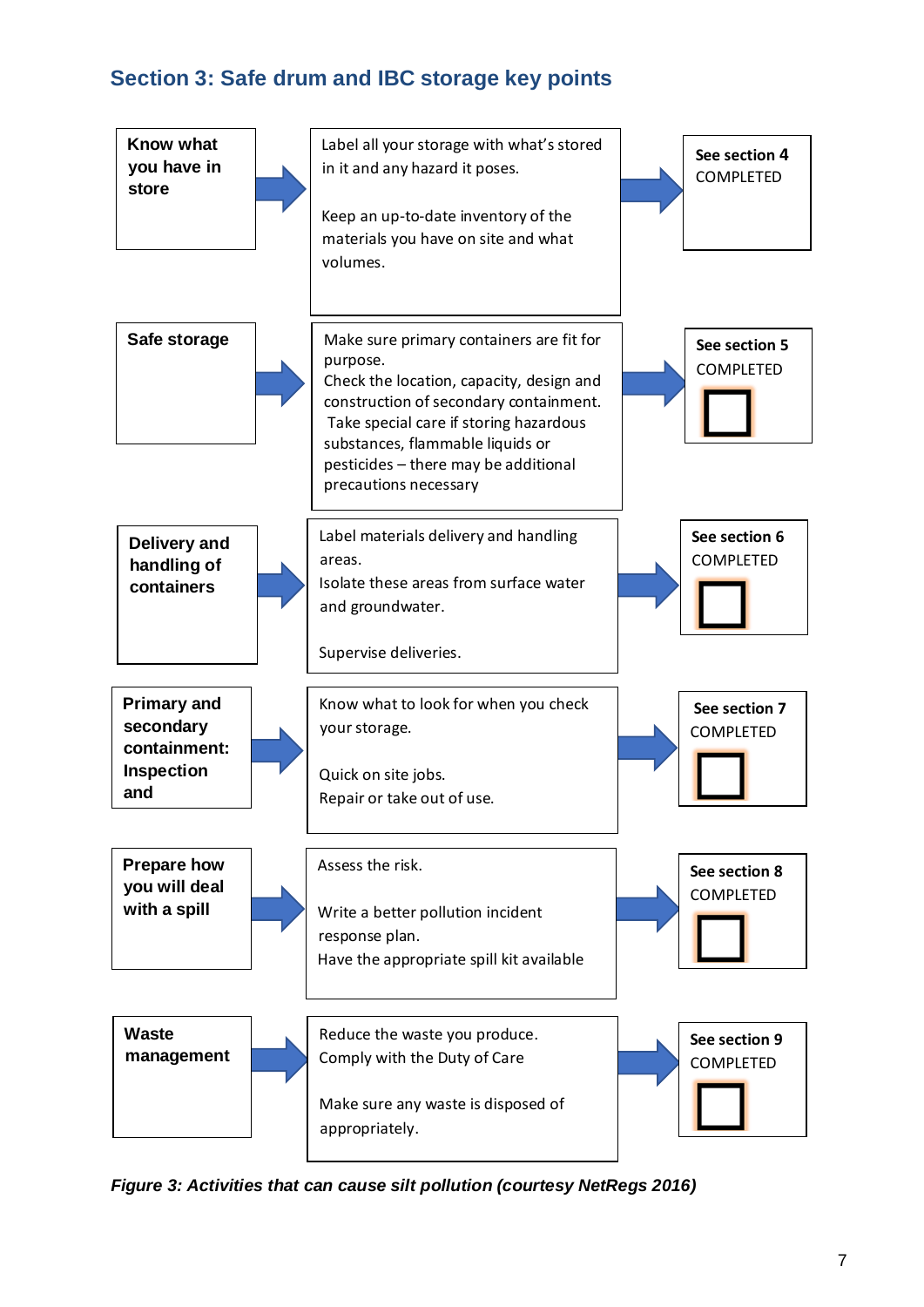## Section 3: Safe drum and IBC storage key points

| Topic | Key points | Reference |
|---|---|---|
| **Know what you have in store** | Label all your storage with what's stored in it and any hazard it poses.<br><br>Keep an up-to-date inventory of the materials you have on site and what volumes. | **See section 4**<br>COMPLETED |
| **Safe storage** | Make sure primary containers are fit for purpose.<br>Check the location, capacity, design and construction of secondary containment.<br>Take special care if storing hazardous substances, flammable liquids or pesticides – there may be additional precautions necessary | **See section 5**<br>COMPLETED ☐ |
| **Delivery and handling of containers** | Label materials delivery and handling areas.<br>Isolate these areas from surface water and groundwater.<br><br>Supervise deliveries. | **See section 6**<br>COMPLETED ☐ |
| **Primary and secondary containment: Inspection and** | Know what to look for when you check your storage.<br><br>Quick on site jobs.<br>Repair or take out of use. | **See section 7**<br>COMPLETED ☐ |
| **Prepare how you will deal with a spill** | Assess the risk.<br><br>Write a better pollution incident response plan.<br>Have the appropriate spill kit available | **See section 8**<br>COMPLETED ☐ |
| **Waste management** | Reduce the waste you produce.<br>Comply with the Duty of Care<br><br>Make sure any waste is disposed of appropriately. | **See section 9**<br>COMPLETED ☐ |

*Figure 3: Activities that can cause silt pollution (courtesy NetRegs 2016)*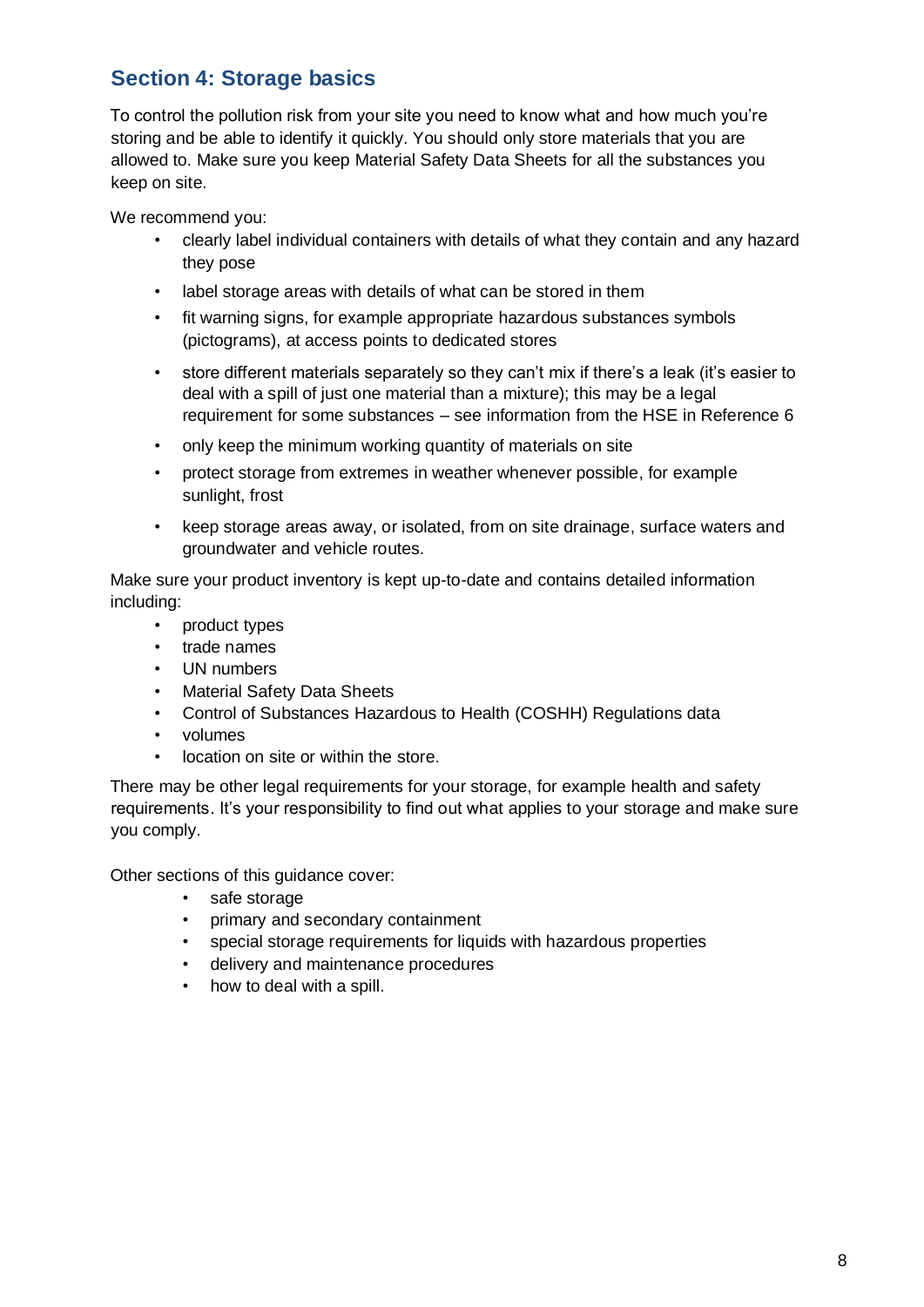## Section 4: Storage basics

To control the pollution risk from your site you need to know what and how much you're storing and be able to identify it quickly. You should only store materials that you are allowed to. Make sure you keep Material Safety Data Sheets for all the substances you keep on site.

We recommend you:

- clearly label individual containers with details of what they contain and any hazard they pose
- label storage areas with details of what can be stored in them
- fit warning signs, for example appropriate hazardous substances symbols (pictograms), at access points to dedicated stores
- store different materials separately so they can't mix if there's a leak (it's easier to deal with a spill of just one material than a mixture); this may be a legal requirement for some substances – see information from the HSE in Reference 6
- only keep the minimum working quantity of materials on site
- protect storage from extremes in weather whenever possible, for example sunlight, frost
- keep storage areas away, or isolated, from on site drainage, surface waters and groundwater and vehicle routes.

Make sure your product inventory is kept up-to-date and contains detailed information including:

- product types
- trade names
- UN numbers
- Material Safety Data Sheets
- Control of Substances Hazardous to Health (COSHH) Regulations data
- volumes
- location on site or within the store.

There may be other legal requirements for your storage, for example health and safety requirements. It's your responsibility to find out what applies to your storage and make sure you comply.

Other sections of this guidance cover:

- safe storage
- primary and secondary containment
- special storage requirements for liquids with hazardous properties
- delivery and maintenance procedures
- how to deal with a spill.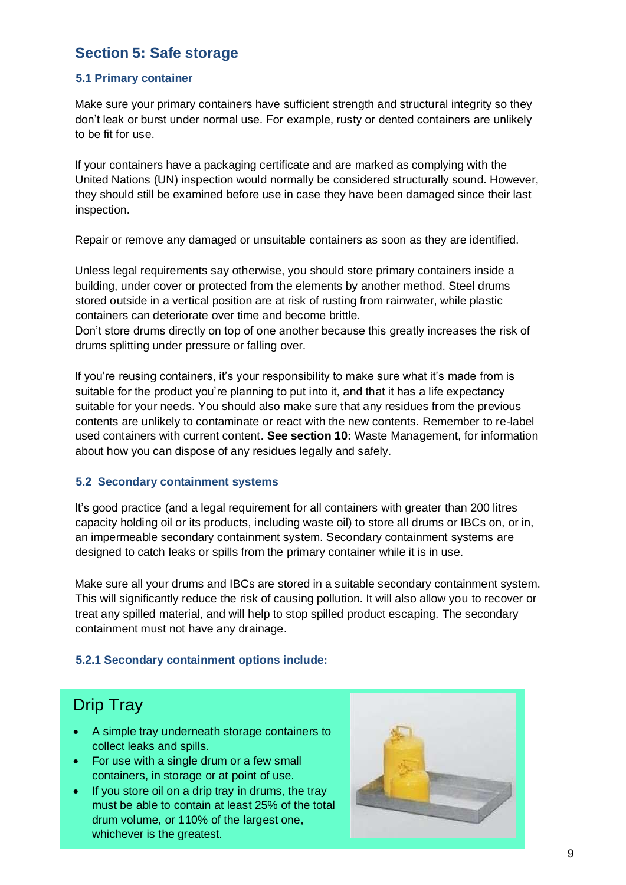## Section 5: Safe storage

### 5.1 Primary container

Make sure your primary containers have sufficient strength and structural integrity so they don't leak or burst under normal use. For example, rusty or dented containers are unlikely to be fit for use.

If your containers have a packaging certificate and are marked as complying with the United Nations (UN) inspection would normally be considered structurally sound. However, they should still be examined before use in case they have been damaged since their last inspection.

Repair or remove any damaged or unsuitable containers as soon as they are identified.

Unless legal requirements say otherwise, you should store primary containers inside a building, under cover or protected from the elements by another method. Steel drums stored outside in a vertical position are at risk of rusting from rainwater, while plastic containers can deteriorate over time and become brittle.
Don't store drums directly on top of one another because this greatly increases the risk of drums splitting under pressure or falling over.

If you're reusing containers, it's your responsibility to make sure what it's made from is suitable for the product you're planning to put into it, and that it has a life expectancy suitable for your needs. You should also make sure that any residues from the previous contents are unlikely to contaminate or react with the new contents. Remember to re-label used containers with current content. **See section 10:** Waste Management, for information about how you can dispose of any residues legally and safely.

### 5.2 Secondary containment systems

It's good practice (and a legal requirement for all containers with greater than 200 litres capacity holding oil or its products, including waste oil) to store all drums or IBCs on, or in, an impermeable secondary containment system. Secondary containment systems are designed to catch leaks or spills from the primary container while it is in use.

Make sure all your drums and IBCs are stored in a suitable secondary containment system. This will significantly reduce the risk of causing pollution. It will also allow you to recover or treat any spilled material, and will help to stop spilled product escaping. The secondary containment must not have any drainage.

#### 5.2.1 Secondary containment options include:

**Drip Tray**

- A simple tray underneath storage containers to collect leaks and spills.
- For use with a single drum or a few small containers, in storage or at point of use.
- If you store oil on a drip tray in drums, the tray must be able to contain at least 25% of the total drum volume, or 110% of the largest one, whichever is the greatest.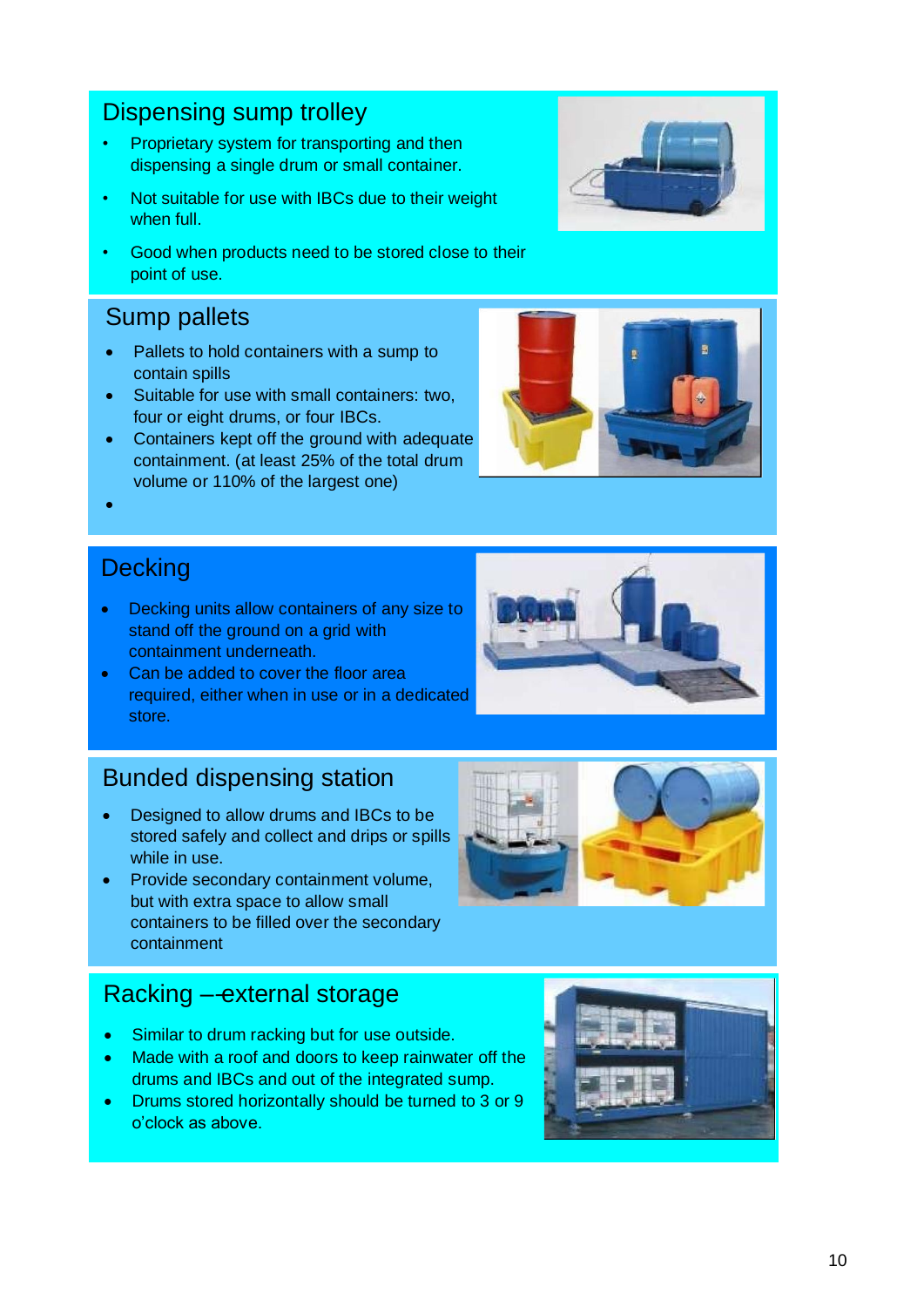## Dispensing sump trolley

- Proprietary system for transporting and then dispensing a single drum or small container.
- Not suitable for use with IBCs due to their weight when full.
- Good when products need to be stored close to their point of use.

## Sump pallets

- Pallets to hold containers with a sump to contain spills
- Suitable for use with small containers: two, four or eight drums, or four IBCs.
- Containers kept off the ground with adequate containment. (at least 25% of the total drum volume or 110% of the largest one)

## Decking

- Decking units allow containers of any size to stand off the ground on a grid with containment underneath.
- Can be added to cover the floor area required, either when in use or in a dedicated store.

## Bunded dispensing station

- Designed to allow drums and IBCs to be stored safely and collect and drips or spills while in use.
- Provide secondary containment volume, but with extra space to allow small containers to be filled over the secondary containment

## Racking –-external storage

- Similar to drum racking but for use outside.
- Made with a roof and doors to keep rainwater off the drums and IBCs and out of the integrated sump.
- Drums stored horizontally should be turned to 3 or 9 o'clock as above.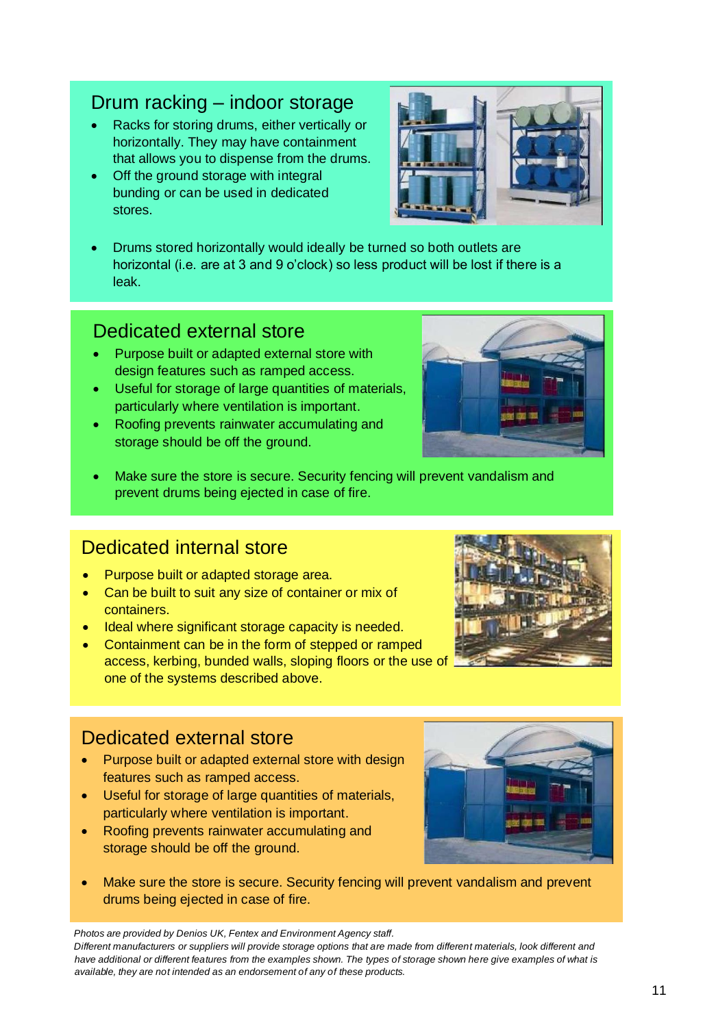## Drum racking – indoor storage

- Racks for storing drums, either vertically or horizontally. They may have containment that allows you to dispense from the drums.
- Off the ground storage with integral bunding or can be used in dedicated stores.
- Drums stored horizontally would ideally be turned so both outlets are horizontal (i.e. are at 3 and 9 o'clock) so less product will be lost if there is a leak.

## Dedicated external store

- Purpose built or adapted external store with design features such as ramped access.
- Useful for storage of large quantities of materials, particularly where ventilation is important.
- Roofing prevents rainwater accumulating and storage should be off the ground.
- Make sure the store is secure. Security fencing will prevent vandalism and prevent drums being ejected in case of fire.

## Dedicated internal store

- Purpose built or adapted storage area.
- Can be built to suit any size of container or mix of containers.
- Ideal where significant storage capacity is needed.
- Containment can be in the form of stepped or ramped access, kerbing, bunded walls, sloping floors or the use of one of the systems described above.

## Dedicated external store

- Purpose built or adapted external store with design features such as ramped access.
- Useful for storage of large quantities of materials, particularly where ventilation is important.
- Roofing prevents rainwater accumulating and storage should be off the ground.
- Make sure the store is secure. Security fencing will prevent vandalism and prevent drums being ejected in case of fire.

*Photos are provided by Denios UK, Fentex and Environment Agency staff.*
*Different manufacturers or suppliers will provide storage options that are made from different materials, look different and have additional or different features from the examples shown. The types of storage shown here give examples of what is available, they are not intended as an endorsement of any of these products.*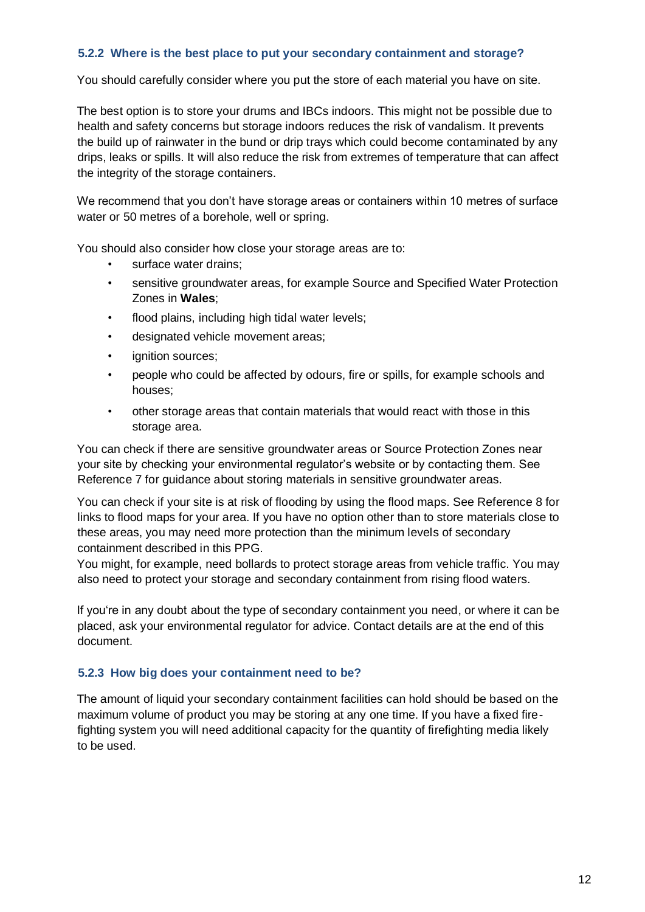### 5.2.2 Where is the best place to put your secondary containment and storage?

You should carefully consider where you put the store of each material you have on site.

The best option is to store your drums and IBCs indoors. This might not be possible due to health and safety concerns but storage indoors reduces the risk of vandalism. It prevents the build up of rainwater in the bund or drip trays which could become contaminated by any drips, leaks or spills. It will also reduce the risk from extremes of temperature that can affect the integrity of the storage containers.

We recommend that you don't have storage areas or containers within 10 metres of surface water or 50 metres of a borehole, well or spring.

You should also consider how close your storage areas are to:

- surface water drains;
- sensitive groundwater areas, for example Source and Specified Water Protection Zones in **Wales**;
- flood plains, including high tidal water levels;
- designated vehicle movement areas;
- ignition sources;
- people who could be affected by odours, fire or spills, for example schools and houses;
- other storage areas that contain materials that would react with those in this storage area.

You can check if there are sensitive groundwater areas or Source Protection Zones near your site by checking your environmental regulator's website or by contacting them. See Reference 7 for guidance about storing materials in sensitive groundwater areas.

You can check if your site is at risk of flooding by using the flood maps. See Reference 8 for links to flood maps for your area. If you have no option other than to store materials close to these areas, you may need more protection than the minimum levels of secondary containment described in this PPG.
You might, for example, need bollards to protect storage areas from vehicle traffic. You may also need to protect your storage and secondary containment from rising flood waters.

If you're in any doubt about the type of secondary containment you need, or where it can be placed, ask your environmental regulator for advice. Contact details are at the end of this document.

### 5.2.3 How big does your containment need to be?

The amount of liquid your secondary containment facilities can hold should be based on the maximum volume of product you may be storing at any one time. If you have a fixed fire-fighting system you will need additional capacity for the quantity of firefighting media likely to be used.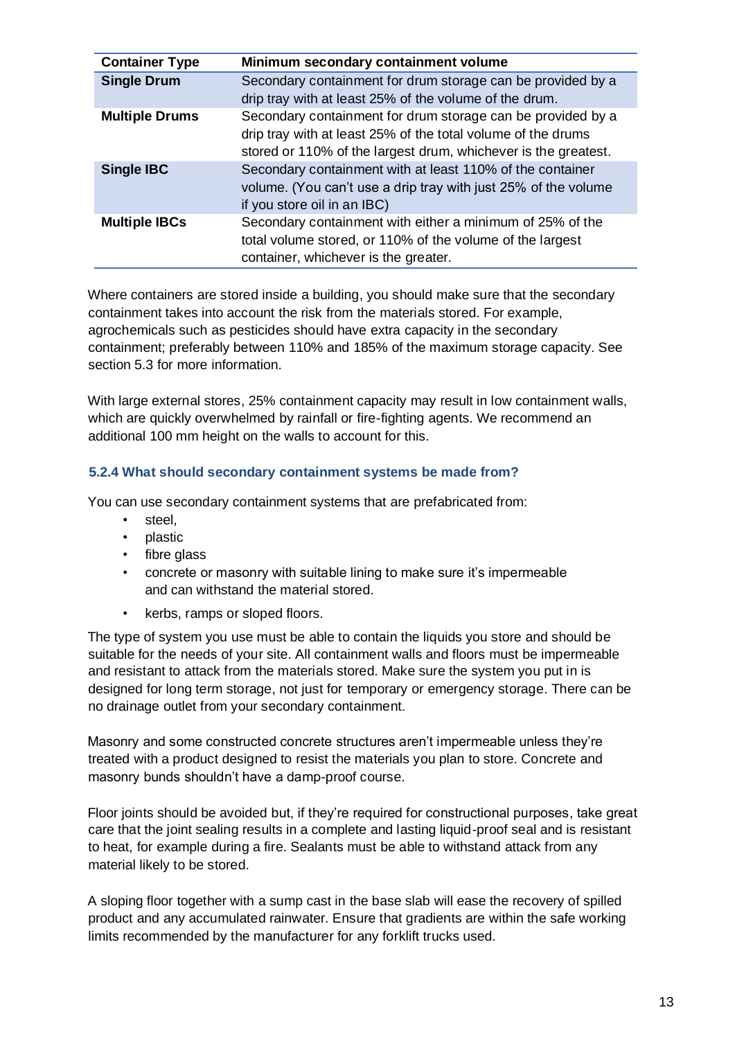| Container Type | Minimum secondary containment volume |
|---|---|
| **Single Drum** | Secondary containment for drum storage can be provided by a drip tray with at least 25% of the volume of the drum. |
| **Multiple Drums** | Secondary containment for drum storage can be provided by a drip tray with at least 25% of the total volume of the drums stored or 110% of the largest drum, whichever is the greatest. |
| **Single IBC** | Secondary containment with at least 110% of the container volume. (You can't use a drip tray with just 25% of the volume if you store oil in an IBC) |
| **Multiple IBCs** | Secondary containment with either a minimum of 25% of the total volume stored, or 110% of the volume of the largest container, whichever is the greater. |

Where containers are stored inside a building, you should make sure that the secondary containment takes into account the risk from the materials stored. For example, agrochemicals such as pesticides should have extra capacity in the secondary containment; preferably between 110% and 185% of the maximum storage capacity. See section 5.3 for more information.

With large external stores, 25% containment capacity may result in low containment walls, which are quickly overwhelmed by rainfall or fire-fighting agents. We recommend an additional 100 mm height on the walls to account for this.

### 5.2.4 What should secondary containment systems be made from?

You can use secondary containment systems that are prefabricated from:

- steel,
- plastic
- fibre glass
- concrete or masonry with suitable lining to make sure it's impermeable and can withstand the material stored.
- kerbs, ramps or sloped floors.

The type of system you use must be able to contain the liquids you store and should be suitable for the needs of your site. All containment walls and floors must be impermeable and resistant to attack from the materials stored. Make sure the system you put in is designed for long term storage, not just for temporary or emergency storage. There can be no drainage outlet from your secondary containment.

Masonry and some constructed concrete structures aren't impermeable unless they're treated with a product designed to resist the materials you plan to store. Concrete and masonry bunds shouldn't have a damp-proof course.

Floor joints should be avoided but, if they're required for constructional purposes, take great care that the joint sealing results in a complete and lasting liquid-proof seal and is resistant to heat, for example during a fire. Sealants must be able to withstand attack from any material likely to be stored.

A sloping floor together with a sump cast in the base slab will ease the recovery of spilled product and any accumulated rainwater. Ensure that gradients are within the safe working limits recommended by the manufacturer for any forklift trucks used.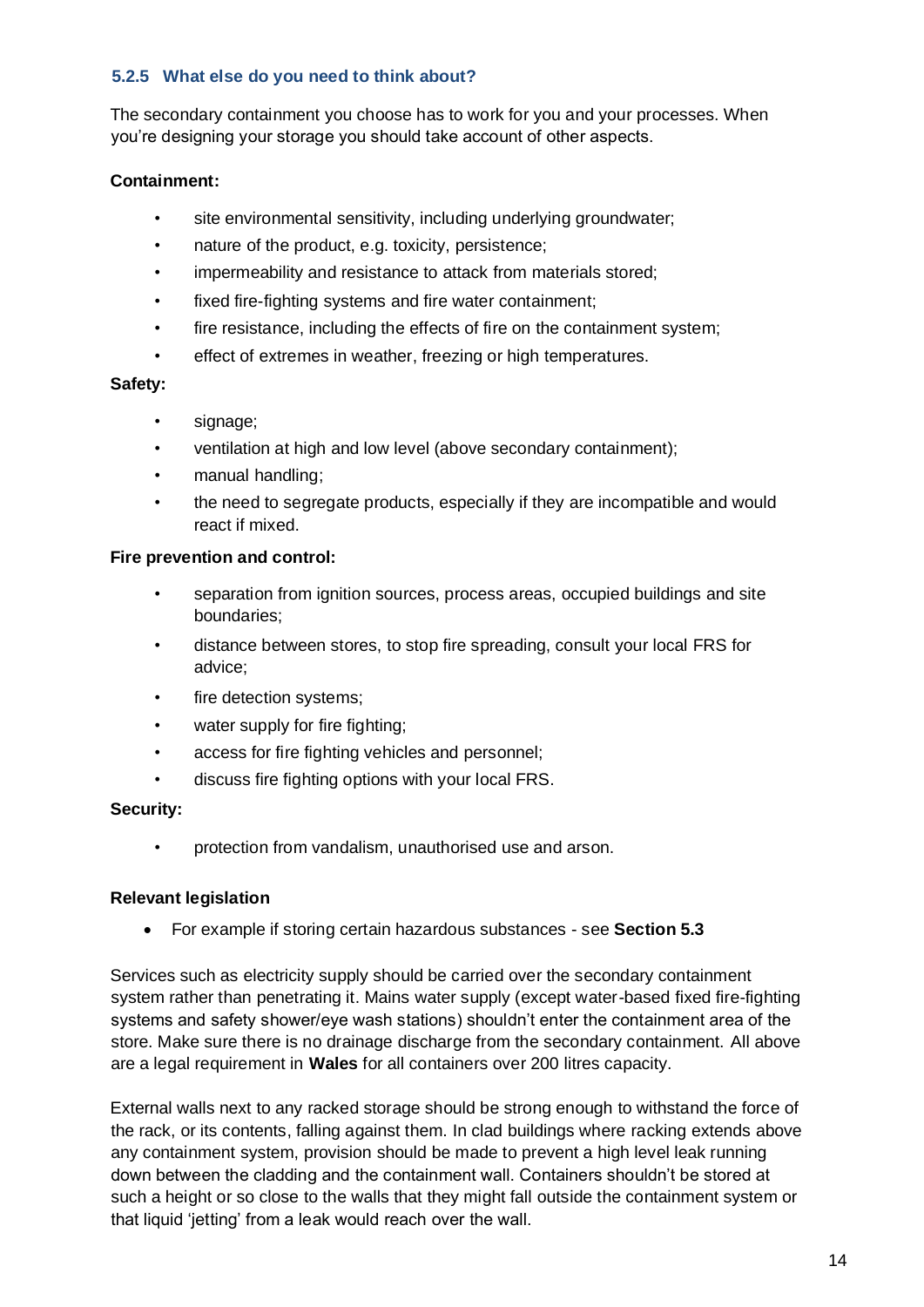### 5.2.5 What else do you need to think about?

The secondary containment you choose has to work for you and your processes. When you're designing your storage you should take account of other aspects.

**Containment:**

- site environmental sensitivity, including underlying groundwater;
- nature of the product, e.g. toxicity, persistence;
- impermeability and resistance to attack from materials stored;
- fixed fire-fighting systems and fire water containment;
- fire resistance, including the effects of fire on the containment system;
- effect of extremes in weather, freezing or high temperatures.

**Safety:**

- signage;
- ventilation at high and low level (above secondary containment);
- manual handling;
- the need to segregate products, especially if they are incompatible and would react if mixed.

**Fire prevention and control:**

- separation from ignition sources, process areas, occupied buildings and site boundaries;
- distance between stores, to stop fire spreading, consult your local FRS for advice;
- fire detection systems;
- water supply for fire fighting;
- access for fire fighting vehicles and personnel;
- discuss fire fighting options with your local FRS.

**Security:**

- protection from vandalism, unauthorised use and arson.

**Relevant legislation**

- For example if storing certain hazardous substances - see **Section 5.3**

Services such as electricity supply should be carried over the secondary containment system rather than penetrating it. Mains water supply (except water-based fixed fire-fighting systems and safety shower/eye wash stations) shouldn't enter the containment area of the store. Make sure there is no drainage discharge from the secondary containment. All above are a legal requirement in **Wales** for all containers over 200 litres capacity.

External walls next to any racked storage should be strong enough to withstand the force of the rack, or its contents, falling against them. In clad buildings where racking extends above any containment system, provision should be made to prevent a high level leak running down between the cladding and the containment wall. Containers shouldn't be stored at such a height or so close to the walls that they might fall outside the containment system or that liquid 'jetting' from a leak would reach over the wall.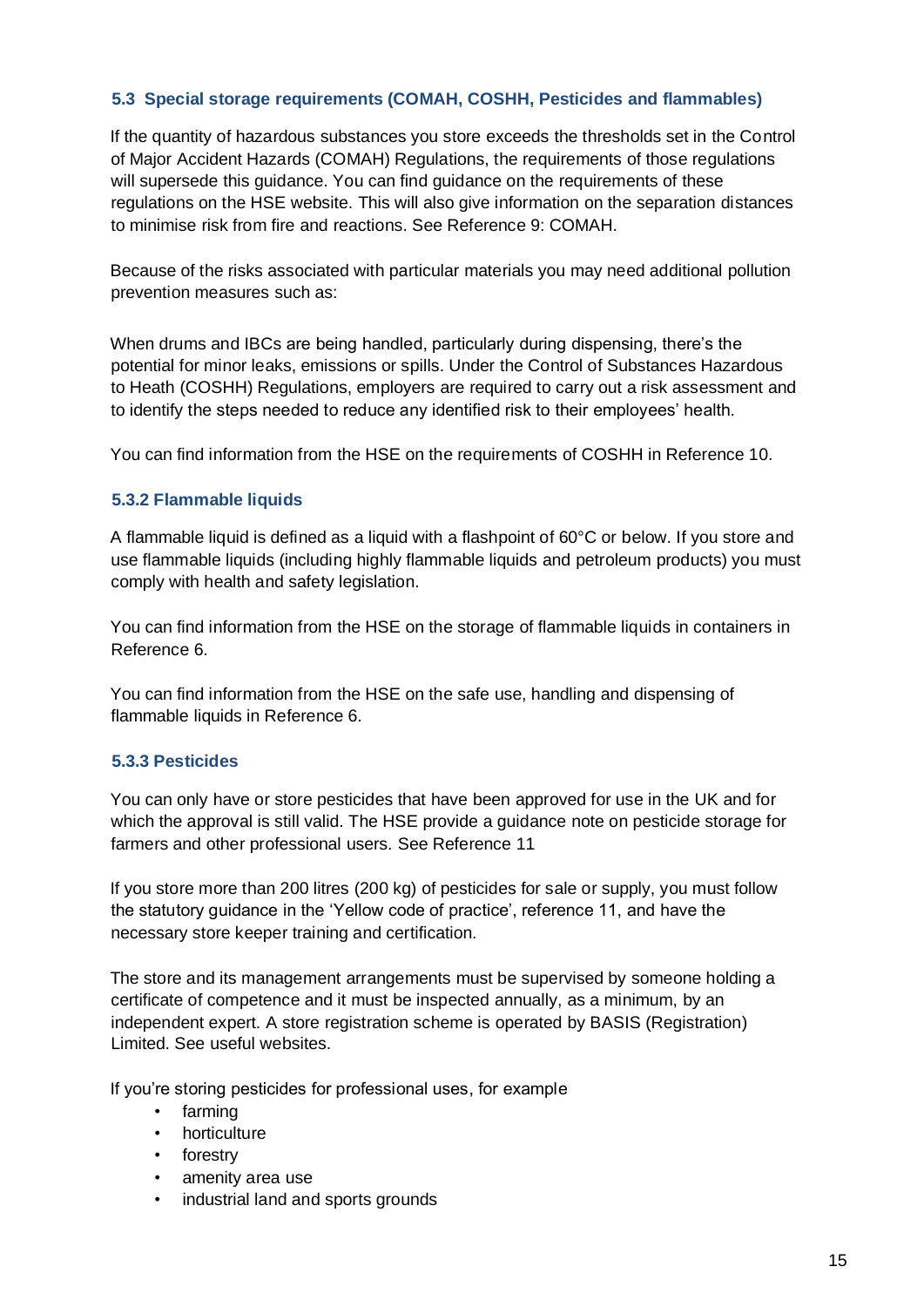### 5.3 Special storage requirements (COMAH, COSHH, Pesticides and flammables)

If the quantity of hazardous substances you store exceeds the thresholds set in the Control of Major Accident Hazards (COMAH) Regulations, the requirements of those regulations will supersede this guidance. You can find guidance on the requirements of these regulations on the HSE website. This will also give information on the separation distances to minimise risk from fire and reactions. See Reference 9: COMAH.

Because of the risks associated with particular materials you may need additional pollution prevention measures such as:

When drums and IBCs are being handled, particularly during dispensing, there's the potential for minor leaks, emissions or spills. Under the Control of Substances Hazardous to Heath (COSHH) Regulations, employers are required to carry out a risk assessment and to identify the steps needed to reduce any identified risk to their employees' health.

You can find information from the HSE on the requirements of COSHH in Reference 10.

#### 5.3.2 Flammable liquids

A flammable liquid is defined as a liquid with a flashpoint of 60°C or below. If you store and use flammable liquids (including highly flammable liquids and petroleum products) you must comply with health and safety legislation.

You can find information from the HSE on the storage of flammable liquids in containers in Reference 6.

You can find information from the HSE on the safe use, handling and dispensing of flammable liquids in Reference 6.

#### 5.3.3 Pesticides

You can only have or store pesticides that have been approved for use in the UK and for which the approval is still valid. The HSE provide a guidance note on pesticide storage for farmers and other professional users. See Reference 11

If you store more than 200 litres (200 kg) of pesticides for sale or supply, you must follow the statutory guidance in the 'Yellow code of practice', reference 11, and have the necessary store keeper training and certification.

The store and its management arrangements must be supervised by someone holding a certificate of competence and it must be inspected annually, as a minimum, by an independent expert. A store registration scheme is operated by BASIS (Registration) Limited. See useful websites.

If you're storing pesticides for professional uses, for example

- farming
- horticulture
- forestry
- amenity area use
- industrial land and sports grounds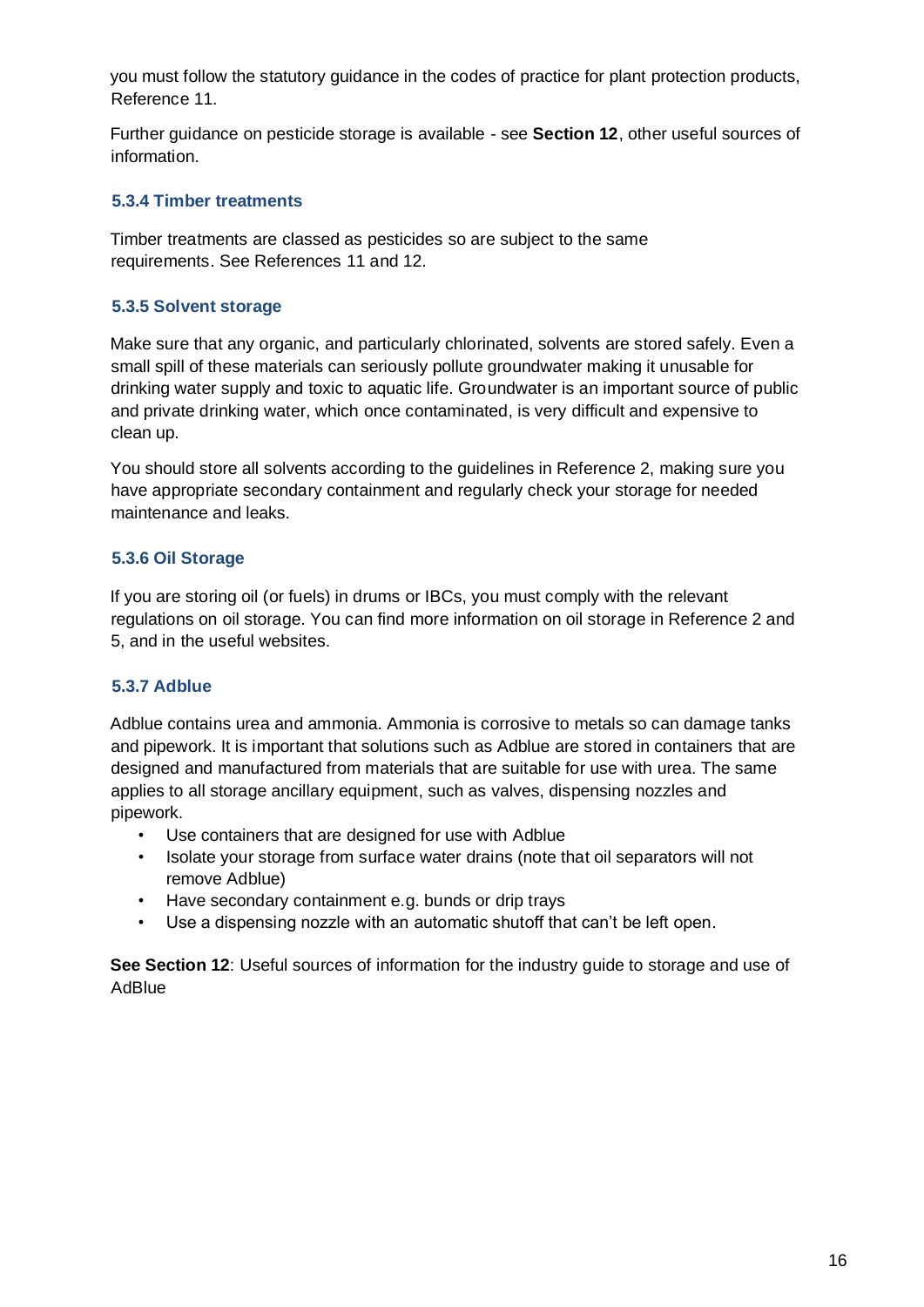you must follow the statutory guidance in the codes of practice for plant protection products, Reference 11.

Further guidance on pesticide storage is available - see **Section 12**, other useful sources of information.

### 5.3.4 Timber treatments

Timber treatments are classed as pesticides so are subject to the same requirements. See References 11 and 12.

### 5.3.5 Solvent storage

Make sure that any organic, and particularly chlorinated, solvents are stored safely. Even a small spill of these materials can seriously pollute groundwater making it unusable for drinking water supply and toxic to aquatic life. Groundwater is an important source of public and private drinking water, which once contaminated, is very difficult and expensive to clean up.

You should store all solvents according to the guidelines in Reference 2, making sure you have appropriate secondary containment and regularly check your storage for needed maintenance and leaks.

### 5.3.6 Oil Storage

If you are storing oil (or fuels) in drums or IBCs, you must comply with the relevant regulations on oil storage. You can find more information on oil storage in Reference 2 and 5, and in the useful websites.

### 5.3.7 Adblue

Adblue contains urea and ammonia. Ammonia is corrosive to metals so can damage tanks and pipework. It is important that solutions such as Adblue are stored in containers that are designed and manufactured from materials that are suitable for use with urea. The same applies to all storage ancillary equipment, such as valves, dispensing nozzles and pipework.

- Use containers that are designed for use with Adblue
- Isolate your storage from surface water drains (note that oil separators will not remove Adblue)
- Have secondary containment e.g. bunds or drip trays
- Use a dispensing nozzle with an automatic shutoff that can't be left open.

**See Section 12**: Useful sources of information for the industry guide to storage and use of AdBlue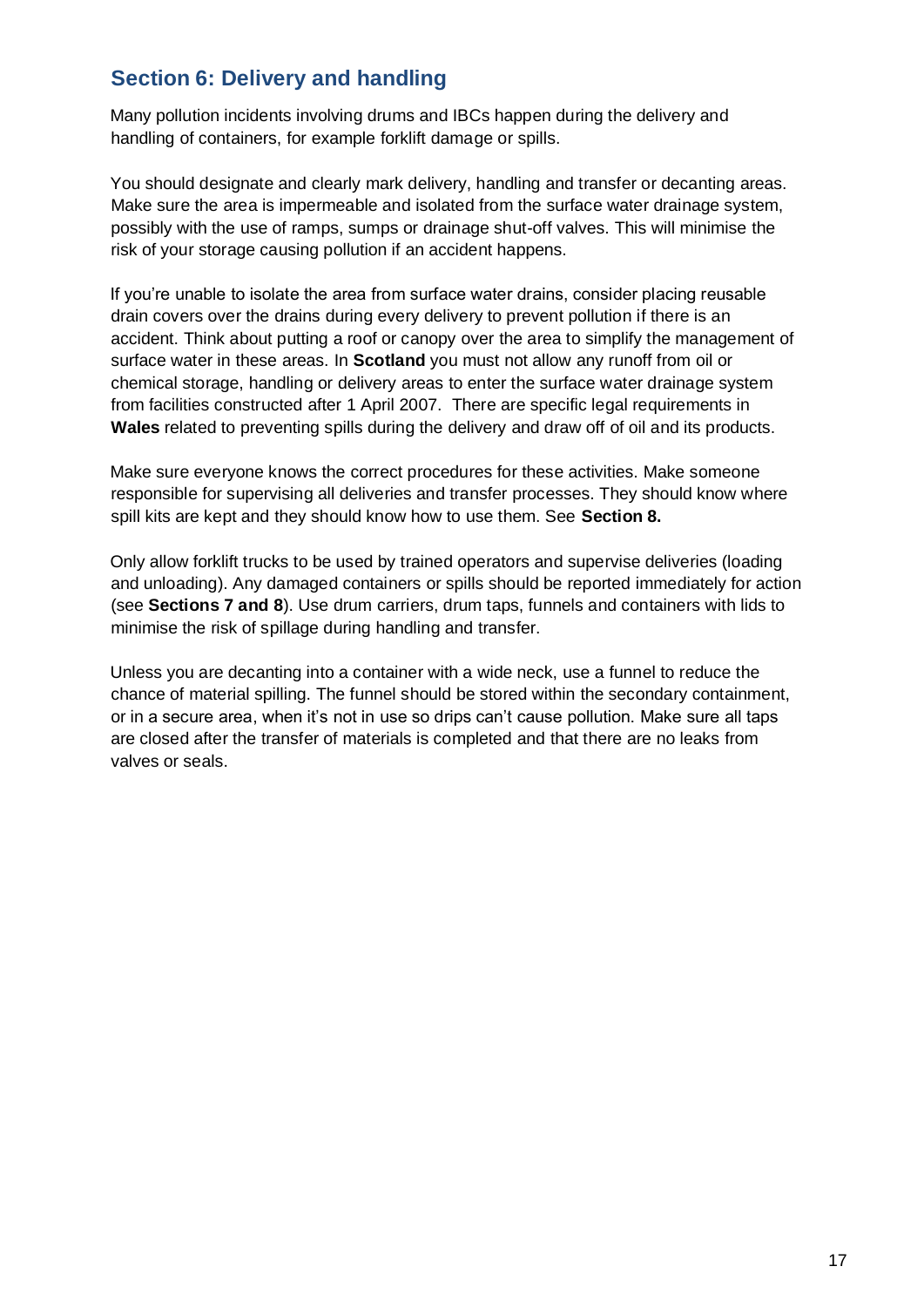## Section 6: Delivery and handling

Many pollution incidents involving drums and IBCs happen during the delivery and handling of containers, for example forklift damage or spills.

You should designate and clearly mark delivery, handling and transfer or decanting areas. Make sure the area is impermeable and isolated from the surface water drainage system, possibly with the use of ramps, sumps or drainage shut-off valves. This will minimise the risk of your storage causing pollution if an accident happens.

If you're unable to isolate the area from surface water drains, consider placing reusable drain covers over the drains during every delivery to prevent pollution if there is an accident. Think about putting a roof or canopy over the area to simplify the management of surface water in these areas. In **Scotland** you must not allow any runoff from oil or chemical storage, handling or delivery areas to enter the surface water drainage system from facilities constructed after 1 April 2007. There are specific legal requirements in **Wales** related to preventing spills during the delivery and draw off of oil and its products.

Make sure everyone knows the correct procedures for these activities. Make someone responsible for supervising all deliveries and transfer processes. They should know where spill kits are kept and they should know how to use them. See **Section 8.**

Only allow forklift trucks to be used by trained operators and supervise deliveries (loading and unloading). Any damaged containers or spills should be reported immediately for action (see **Sections 7 and 8**). Use drum carriers, drum taps, funnels and containers with lids to minimise the risk of spillage during handling and transfer.

Unless you are decanting into a container with a wide neck, use a funnel to reduce the chance of material spilling. The funnel should be stored within the secondary containment, or in a secure area, when it's not in use so drips can't cause pollution. Make sure all taps are closed after the transfer of materials is completed and that there are no leaks from valves or seals.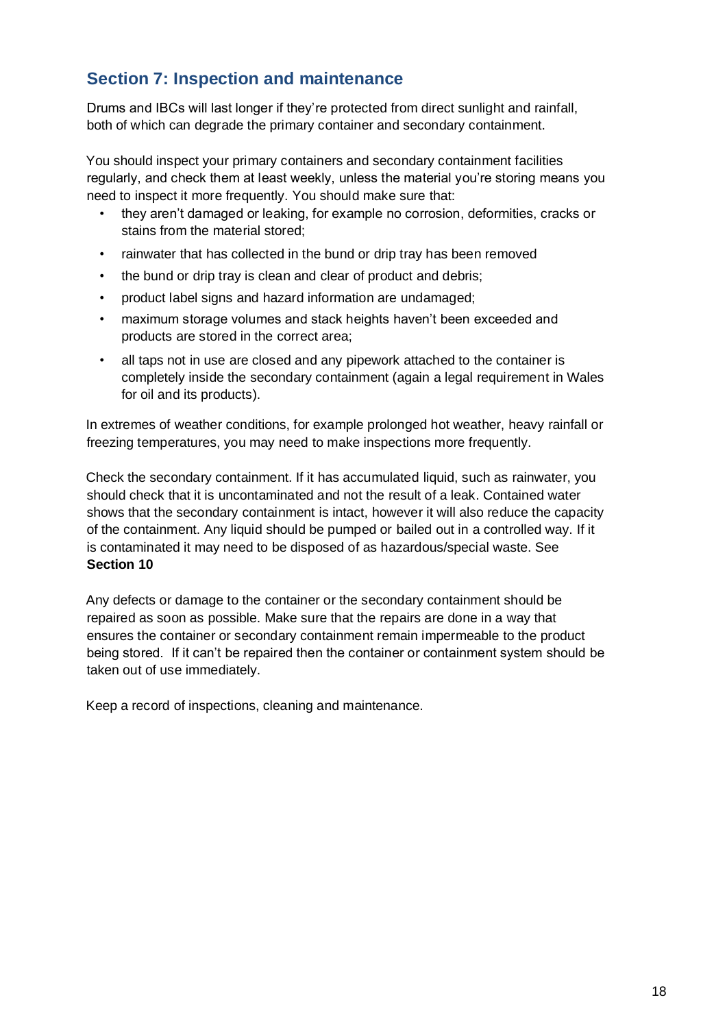## Section 7: Inspection and maintenance

Drums and IBCs will last longer if they're protected from direct sunlight and rainfall, both of which can degrade the primary container and secondary containment.

You should inspect your primary containers and secondary containment facilities regularly, and check them at least weekly, unless the material you're storing means you need to inspect it more frequently. You should make sure that:

- they aren't damaged or leaking, for example no corrosion, deformities, cracks or stains from the material stored;
- rainwater that has collected in the bund or drip tray has been removed
- the bund or drip tray is clean and clear of product and debris;
- product label signs and hazard information are undamaged;
- maximum storage volumes and stack heights haven't been exceeded and products are stored in the correct area;
- all taps not in use are closed and any pipework attached to the container is completely inside the secondary containment (again a legal requirement in Wales for oil and its products).

In extremes of weather conditions, for example prolonged hot weather, heavy rainfall or freezing temperatures, you may need to make inspections more frequently.

Check the secondary containment. If it has accumulated liquid, such as rainwater, you should check that it is uncontaminated and not the result of a leak. Contained water shows that the secondary containment is intact, however it will also reduce the capacity of the containment. Any liquid should be pumped or bailed out in a controlled way. If it is contaminated it may need to be disposed of as hazardous/special waste. See **Section 10**

Any defects or damage to the container or the secondary containment should be repaired as soon as possible. Make sure that the repairs are done in a way that ensures the container or secondary containment remain impermeable to the product being stored. If it can't be repaired then the container or containment system should be taken out of use immediately.

Keep a record of inspections, cleaning and maintenance.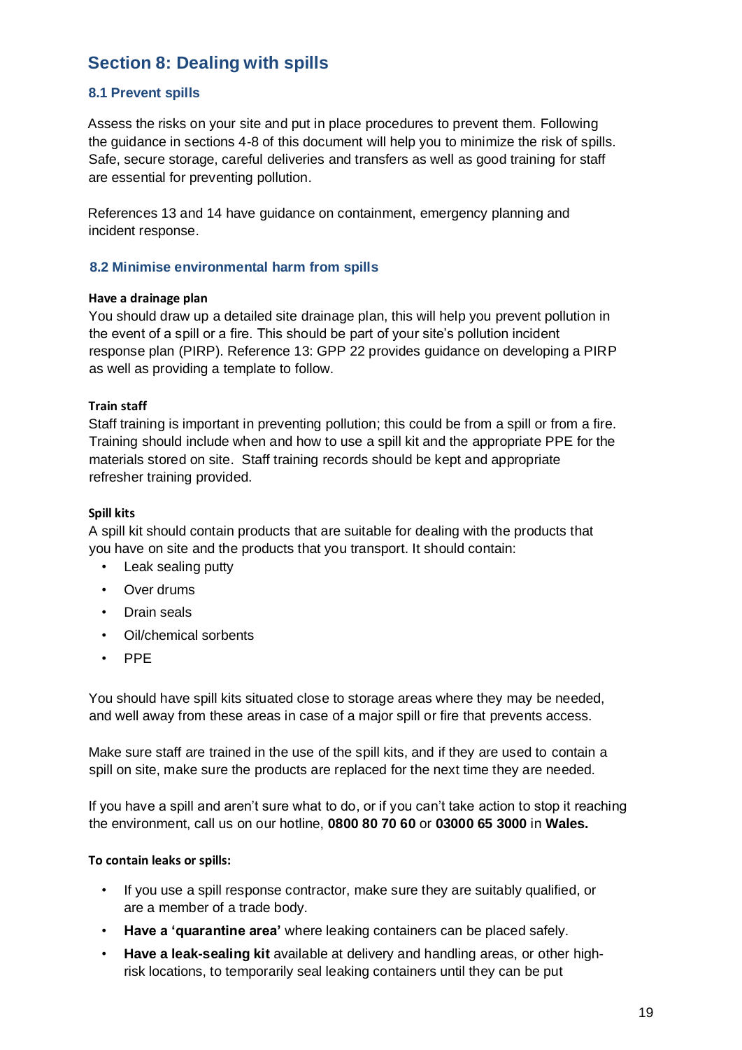## Section 8: Dealing with spills

### 8.1 Prevent spills

Assess the risks on your site and put in place procedures to prevent them. Following the guidance in sections 4-8 of this document will help you to minimize the risk of spills. Safe, secure storage, careful deliveries and transfers as well as good training for staff are essential for preventing pollution.

References 13 and 14 have guidance on containment, emergency planning and incident response.

### 8.2 Minimise environmental harm from spills

**Have a drainage plan**

You should draw up a detailed site drainage plan, this will help you prevent pollution in the event of a spill or a fire. This should be part of your site's pollution incident response plan (PIRP). Reference 13: GPP 22 provides guidance on developing a PIRP as well as providing a template to follow.

**Train staff**

Staff training is important in preventing pollution; this could be from a spill or from a fire. Training should include when and how to use a spill kit and the appropriate PPE for the materials stored on site. Staff training records should be kept and appropriate refresher training provided.

**Spill kits**

A spill kit should contain products that are suitable for dealing with the products that you have on site and the products that you transport. It should contain:

- Leak sealing putty
- Over drums
- Drain seals
- Oil/chemical sorbents
- PPE

You should have spill kits situated close to storage areas where they may be needed, and well away from these areas in case of a major spill or fire that prevents access.

Make sure staff are trained in the use of the spill kits, and if they are used to contain a spill on site, make sure the products are replaced for the next time they are needed.

If you have a spill and aren't sure what to do, or if you can't take action to stop it reaching the environment, call us on our hotline, **0800 80 70 60** or **03000 65 3000** in **Wales.**

**To contain leaks or spills:**

- If you use a spill response contractor, make sure they are suitably qualified, or are a member of a trade body.
- **Have a 'quarantine area'** where leaking containers can be placed safely.
- **Have a leak-sealing kit** available at delivery and handling areas, or other high-risk locations, to temporarily seal leaking containers until they can be put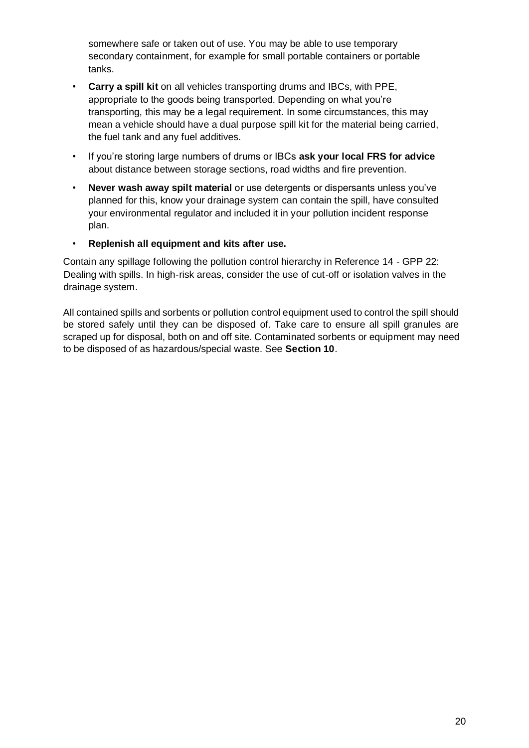somewhere safe or taken out of use. You may be able to use temporary secondary containment, for example for small portable containers or portable tanks.

- **Carry a spill kit** on all vehicles transporting drums and IBCs, with PPE, appropriate to the goods being transported. Depending on what you're transporting, this may be a legal requirement. In some circumstances, this may mean a vehicle should have a dual purpose spill kit for the material being carried, the fuel tank and any fuel additives.
- If you're storing large numbers of drums or IBCs **ask your local FRS for advice** about distance between storage sections, road widths and fire prevention.
- **Never wash away spilt material** or use detergents or dispersants unless you've planned for this, know your drainage system can contain the spill, have consulted your environmental regulator and included it in your pollution incident response plan.
- **Replenish all equipment and kits after use.**

Contain any spillage following the pollution control hierarchy in Reference 14 - GPP 22: Dealing with spills. In high-risk areas, consider the use of cut-off or isolation valves in the drainage system.

All contained spills and sorbents or pollution control equipment used to control the spill should be stored safely until they can be disposed of. Take care to ensure all spill granules are scraped up for disposal, both on and off site. Contaminated sorbents or equipment may need to be disposed of as hazardous/special waste. See **Section 10**.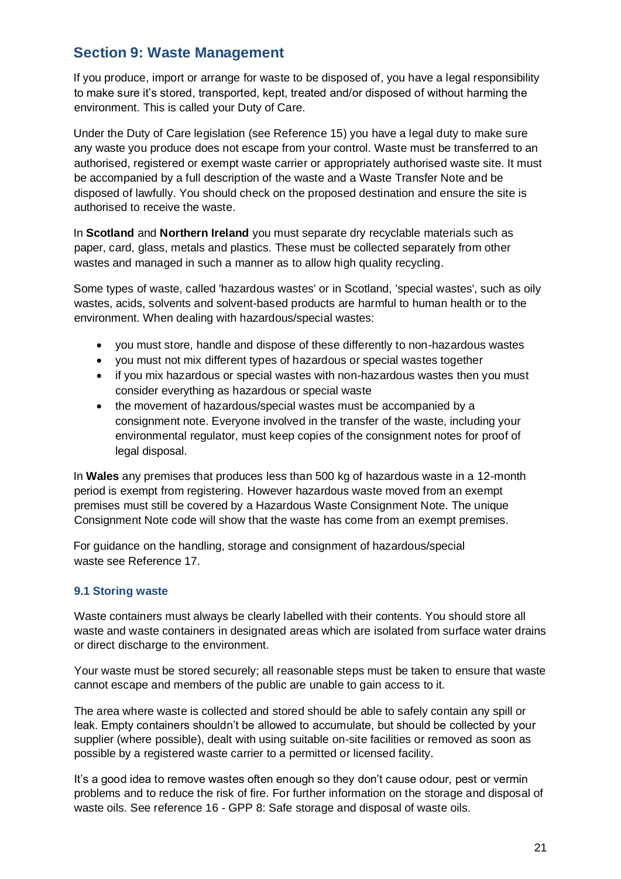## Section 9: Waste Management

If you produce, import or arrange for waste to be disposed of, you have a legal responsibility to make sure it's stored, transported, kept, treated and/or disposed of without harming the environment. This is called your Duty of Care.

Under the Duty of Care legislation (see Reference 15) you have a legal duty to make sure any waste you produce does not escape from your control. Waste must be transferred to an authorised, registered or exempt waste carrier or appropriately authorised waste site. It must be accompanied by a full description of the waste and a Waste Transfer Note and be disposed of lawfully. You should check on the proposed destination and ensure the site is authorised to receive the waste.

In **Scotland** and **Northern Ireland** you must separate dry recyclable materials such as paper, card, glass, metals and plastics. These must be collected separately from other wastes and managed in such a manner as to allow high quality recycling.

Some types of waste, called 'hazardous wastes' or in Scotland, 'special wastes', such as oily wastes, acids, solvents and solvent-based products are harmful to human health or to the environment. When dealing with hazardous/special wastes:

- you must store, handle and dispose of these differently to non-hazardous wastes
- you must not mix different types of hazardous or special wastes together
- if you mix hazardous or special wastes with non-hazardous wastes then you must consider everything as hazardous or special waste
- the movement of hazardous/special wastes must be accompanied by a consignment note. Everyone involved in the transfer of the waste, including your environmental regulator, must keep copies of the consignment notes for proof of legal disposal.

In **Wales** any premises that produces less than 500 kg of hazardous waste in a 12-month period is exempt from registering. However hazardous waste moved from an exempt premises must still be covered by a Hazardous Waste Consignment Note. The unique Consignment Note code will show that the waste has come from an exempt premises.

For guidance on the handling, storage and consignment of hazardous/special waste see Reference 17.

### 9.1 Storing waste

Waste containers must always be clearly labelled with their contents. You should store all waste and waste containers in designated areas which are isolated from surface water drains or direct discharge to the environment.

Your waste must be stored securely; all reasonable steps must be taken to ensure that waste cannot escape and members of the public are unable to gain access to it.

The area where waste is collected and stored should be able to safely contain any spill or leak. Empty containers shouldn't be allowed to accumulate, but should be collected by your supplier (where possible), dealt with using suitable on-site facilities or removed as soon as possible by a registered waste carrier to a permitted or licensed facility.

It's a good idea to remove wastes often enough so they don't cause odour, pest or vermin problems and to reduce the risk of fire. For further information on the storage and disposal of waste oils. See reference 16 - GPP 8: Safe storage and disposal of waste oils.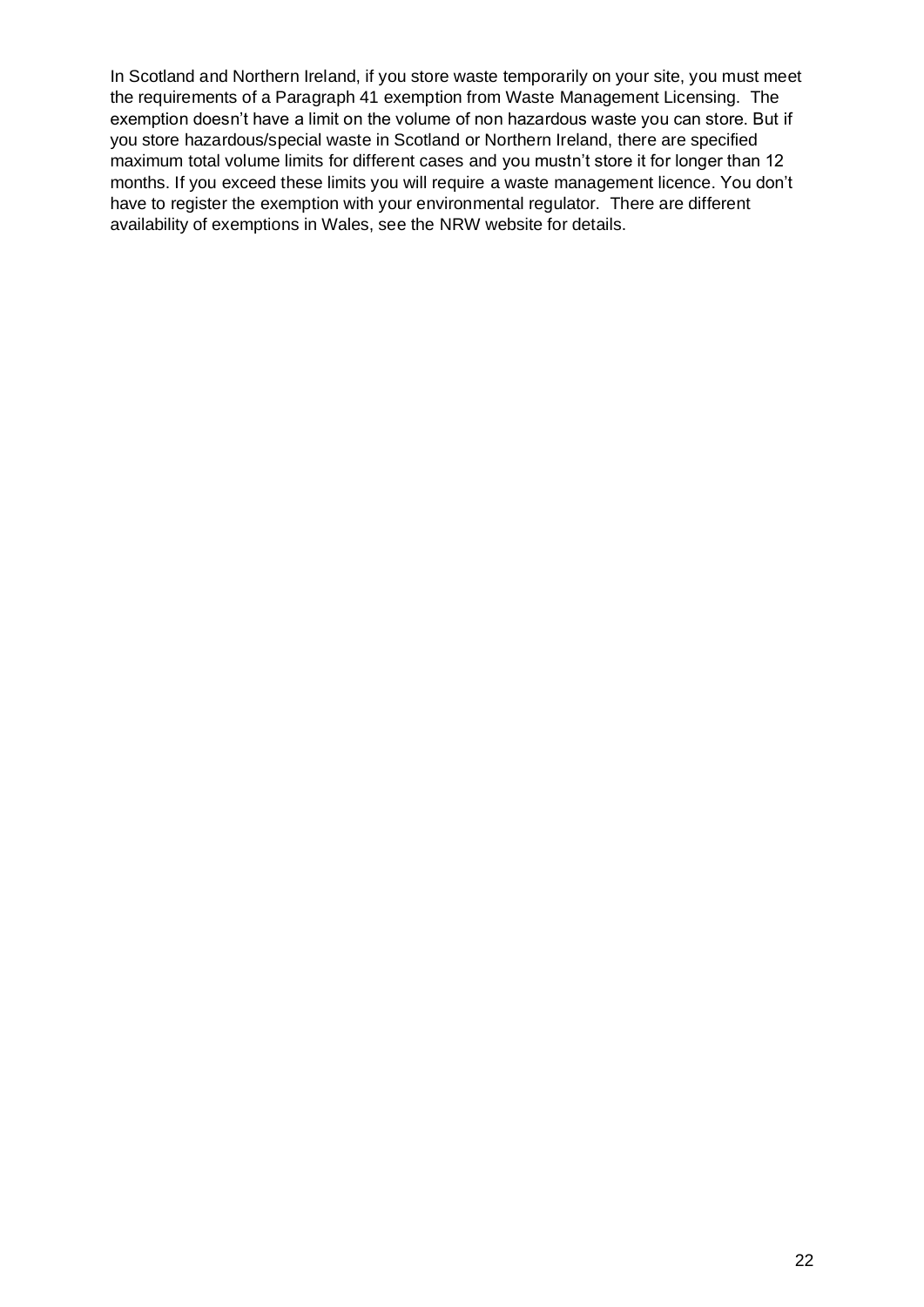In Scotland and Northern Ireland, if you store waste temporarily on your site, you must meet the requirements of a Paragraph 41 exemption from Waste Management Licensing. The exemption doesn't have a limit on the volume of non hazardous waste you can store. But if you store hazardous/special waste in Scotland or Northern Ireland, there are specified maximum total volume limits for different cases and you mustn't store it for longer than 12 months. If you exceed these limits you will require a waste management licence. You don't have to register the exemption with your environmental regulator. There are different availability of exemptions in Wales, see the NRW website for details.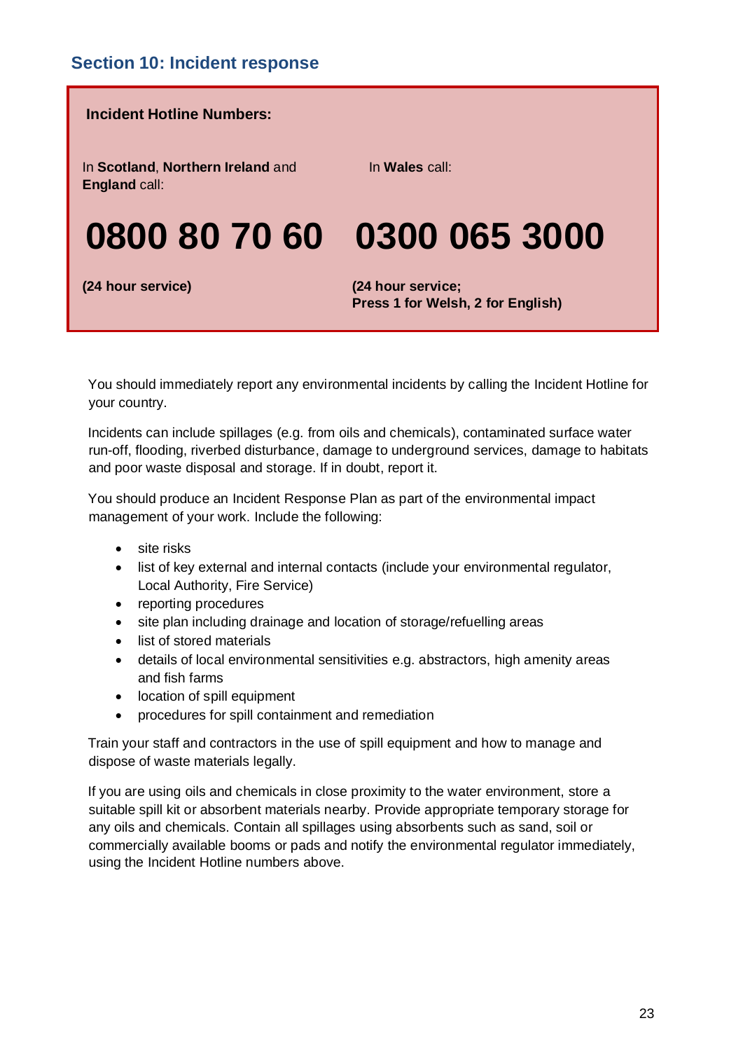## Section 10: Incident response

**Incident Hotline Numbers:**

| In **Scotland**, **Northern Ireland** and **England** call: | In **Wales** call: |
|---|---|
| **0800 80 70 60** | **0300 065 3000** |
| **(24 hour service)** | **(24 hour service; Press 1 for Welsh, 2 for English)** |

You should immediately report any environmental incidents by calling the Incident Hotline for your country.

Incidents can include spillages (e.g. from oils and chemicals), contaminated surface water run-off, flooding, riverbed disturbance, damage to underground services, damage to habitats and poor waste disposal and storage. If in doubt, report it.

You should produce an Incident Response Plan as part of the environmental impact management of your work. Include the following:

- site risks
- list of key external and internal contacts (include your environmental regulator, Local Authority, Fire Service)
- reporting procedures
- site plan including drainage and location of storage/refuelling areas
- list of stored materials
- details of local environmental sensitivities e.g. abstractors, high amenity areas and fish farms
- location of spill equipment
- procedures for spill containment and remediation

Train your staff and contractors in the use of spill equipment and how to manage and dispose of waste materials legally.

If you are using oils and chemicals in close proximity to the water environment, store a suitable spill kit or absorbent materials nearby. Provide appropriate temporary storage for any oils and chemicals. Contain all spillages using absorbents such as sand, soil or commercially available booms or pads and notify the environmental regulator immediately, using the Incident Hotline numbers above.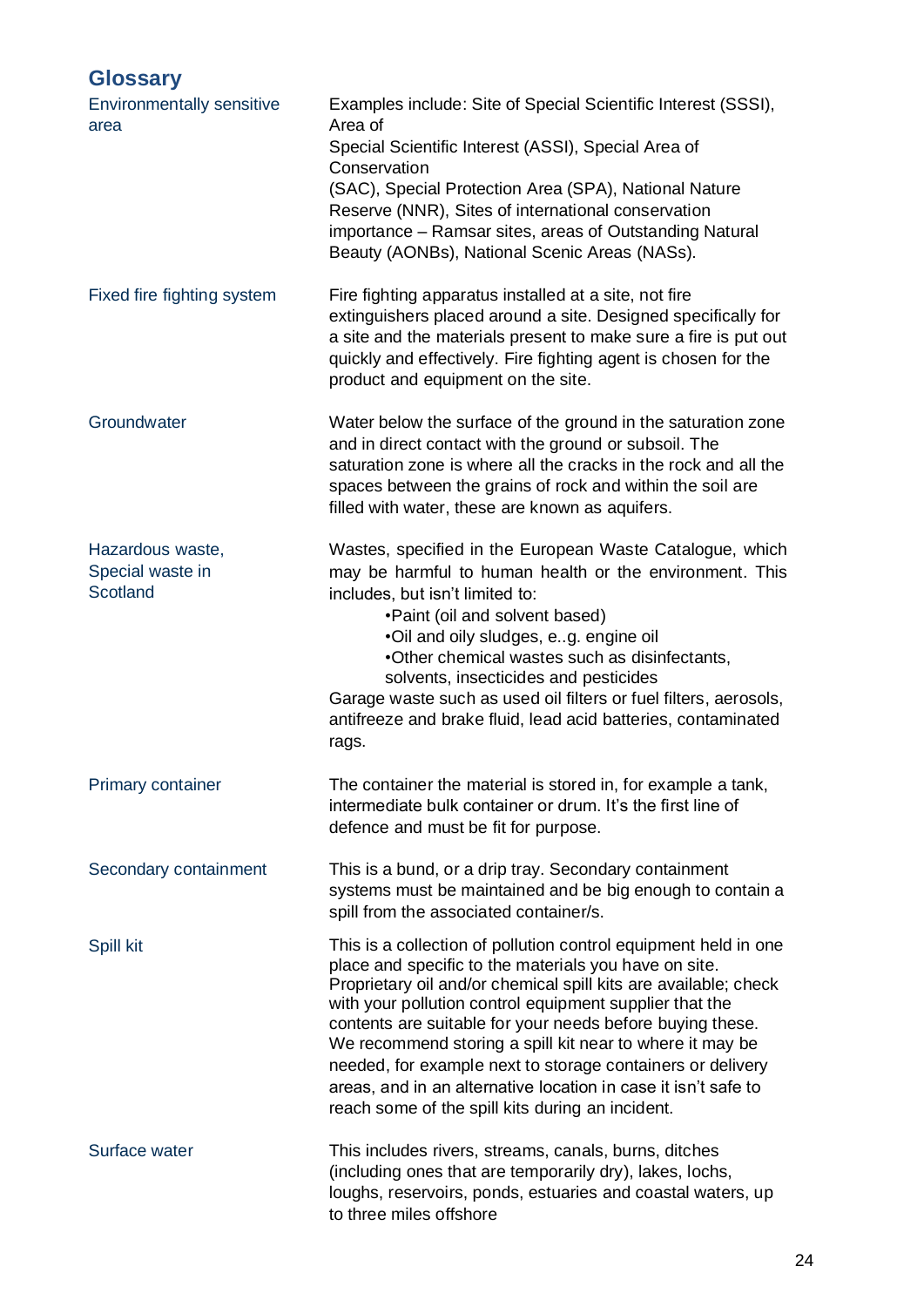## Glossary

**Environmentally sensitive area**

Examples include: Site of Special Scientific Interest (SSSI), Area of Special Scientific Interest (ASSI), Special Area of Conservation (SAC), Special Protection Area (SPA), National Nature Reserve (NNR), Sites of international conservation importance – Ramsar sites, areas of Outstanding Natural Beauty (AONBs), National Scenic Areas (NASs).

**Fixed fire fighting system**

Fire fighting apparatus installed at a site, not fire extinguishers placed around a site. Designed specifically for a site and the materials present to make sure a fire is put out quickly and effectively. Fire fighting agent is chosen for the product and equipment on the site.

**Groundwater**

Water below the surface of the ground in the saturation zone and in direct contact with the ground or subsoil. The saturation zone is where all the cracks in the rock and all the spaces between the grains of rock and within the soil are filled with water, these are known as aquifers.

**Hazardous waste, Special waste in Scotland**

Wastes, specified in the European Waste Catalogue, which may be harmful to human health or the environment. This includes, but isn't limited to:

- Paint (oil and solvent based)
- Oil and oily sludges, e..g. engine oil
- Other chemical wastes such as disinfectants, solvents, insecticides and pesticides

Garage waste such as used oil filters or fuel filters, aerosols, antifreeze and brake fluid, lead acid batteries, contaminated rags.

**Primary container**

The container the material is stored in, for example a tank, intermediate bulk container or drum. It's the first line of defence and must be fit for purpose.

**Secondary containment**

This is a bund, or a drip tray. Secondary containment systems must be maintained and be big enough to contain a spill from the associated container/s.

**Spill kit**

This is a collection of pollution control equipment held in one place and specific to the materials you have on site. Proprietary oil and/or chemical spill kits are available; check with your pollution control equipment supplier that the contents are suitable for your needs before buying these. We recommend storing a spill kit near to where it may be needed, for example next to storage containers or delivery areas, and in an alternative location in case it isn't safe to reach some of the spill kits during an incident.

**Surface water**

This includes rivers, streams, canals, burns, ditches (including ones that are temporarily dry), lakes, lochs, loughs, reservoirs, ponds, estuaries and coastal waters, up to three miles offshore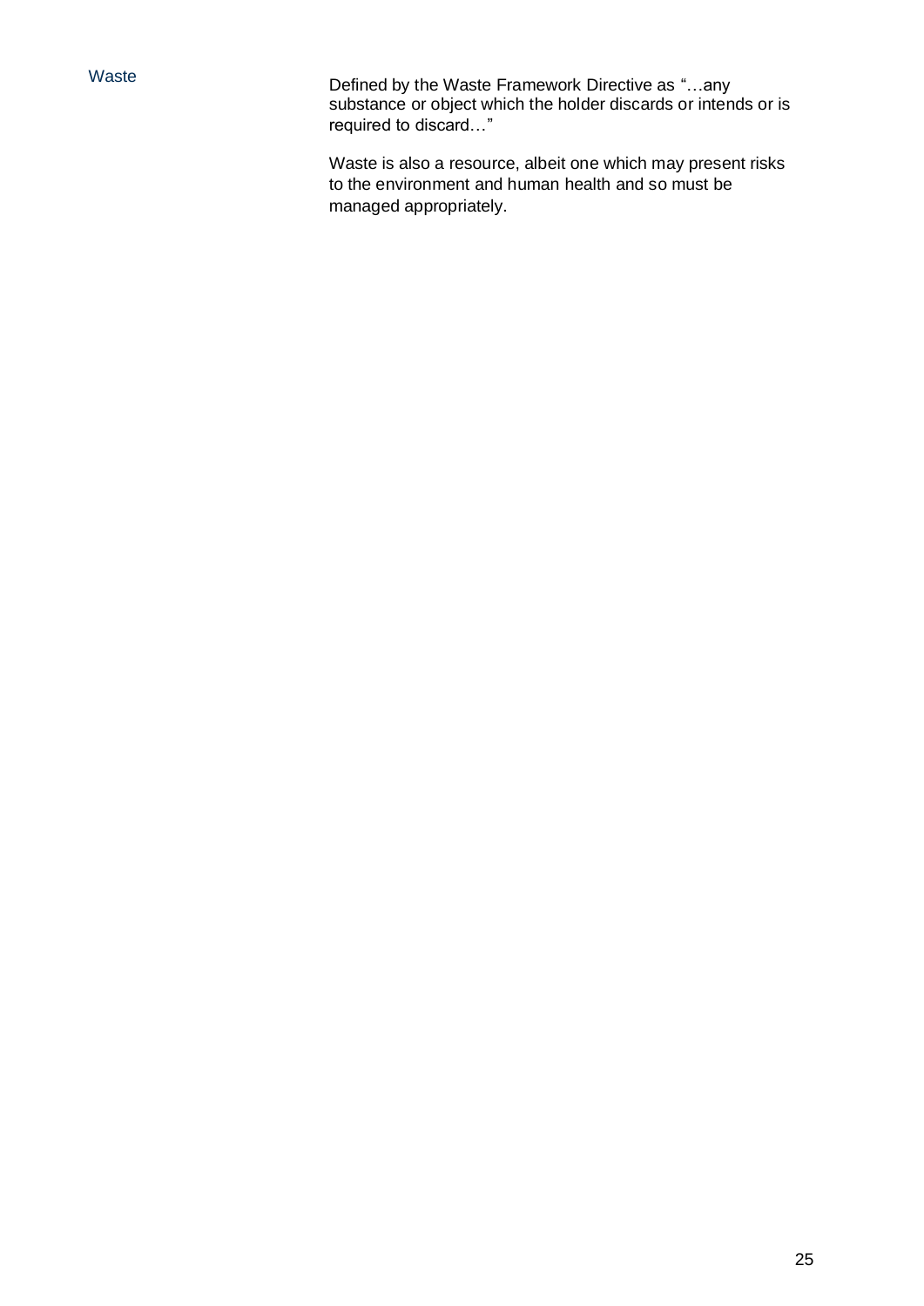| | |
|---|---|
| Waste | Defined by the Waste Framework Directive as "…any substance or object which the holder discards or intends or is required to discard…"<br><br>Waste is also a resource, albeit one which may present risks to the environment and human health and so must be managed appropriately. |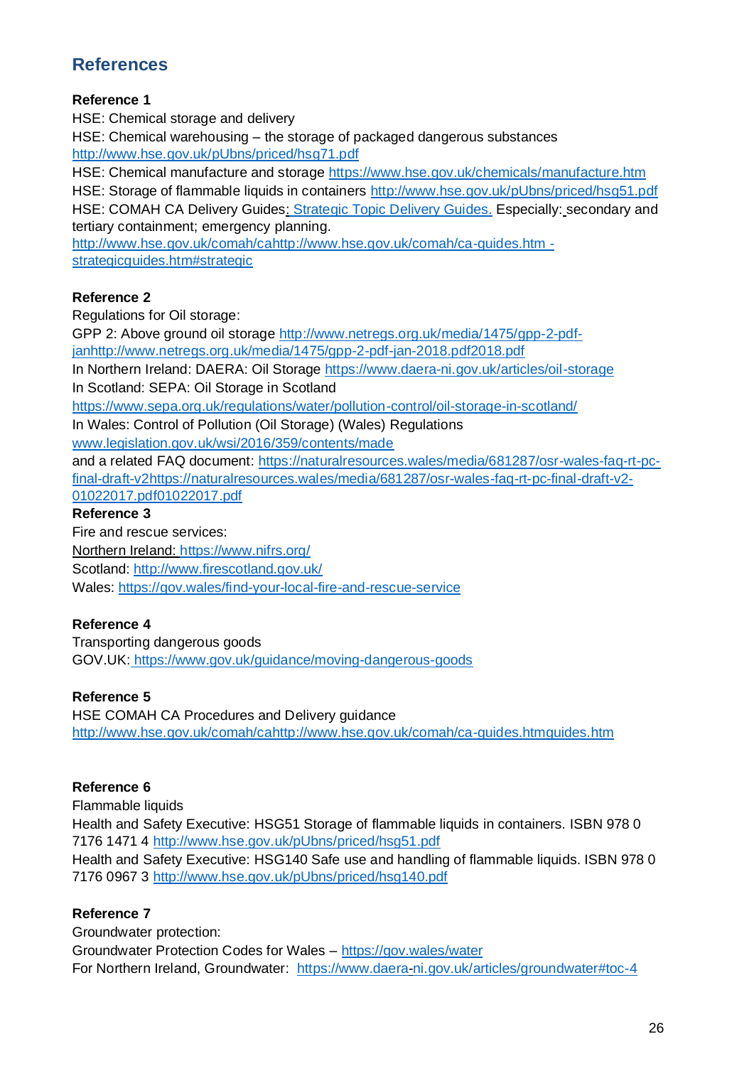## References

**Reference 1**

HSE: Chemical storage and delivery

HSE: Chemical warehousing – the storage of packaged dangerous substances http://www.hse.gov.uk/pUbns/priced/hsg71.pdf

HSE: Chemical manufacture and storage https://www.hse.gov.uk/chemicals/manufacture.htm

HSE: Storage of flammable liquids in containers http://www.hse.gov.uk/pUbns/priced/hsg51.pdf

HSE: COMAH CA Delivery Guides: Strategic Topic Delivery Guides. Especially: secondary and tertiary containment; emergency planning.
http://www.hse.gov.uk/comah/cahttp://www.hse.gov.uk/comah/ca-guides.htm - strategicguides.htm#strategic

**Reference 2**

Regulations for Oil storage:

GPP 2: Above ground oil storage http://www.netregs.org.uk/media/1475/gpp-2-pdf-janhttp://www.netregs.org.uk/media/1475/gpp-2-pdf-jan-2018.pdf2018.pdf

In Northern Ireland: DAERA: Oil Storage https://www.daera-ni.gov.uk/articles/oil-storage

In Scotland: SEPA: Oil Storage in Scotland
https://www.sepa.org.uk/regulations/water/pollution-control/oil-storage-in-scotland/

In Wales: Control of Pollution (Oil Storage) (Wales) Regulations
www.legislation.gov.uk/wsi/2016/359/contents/made

and a related FAQ document: https://naturalresources.wales/media/681287/osr-wales-faq-rt-pc-final-draft-v2https://naturalresources.wales/media/681287/osr-wales-faq-rt-pc-final-draft-v2-01022017.pdf01022017.pdf

**Reference 3**

Fire and rescue services:

Northern Ireland: https://www.nifrs.org/

Scotland: http://www.firescotland.gov.uk/

Wales: https://gov.wales/find-your-local-fire-and-rescue-service

**Reference 4**

Transporting dangerous goods

GOV.UK: https://www.gov.uk/guidance/moving-dangerous-goods

**Reference 5**

HSE COMAH CA Procedures and Delivery guidance
http://www.hse.gov.uk/comah/cahttp://www.hse.gov.uk/comah/ca-guides.htmguides.htm

**Reference 6**

Flammable liquids

Health and Safety Executive: HSG51 Storage of flammable liquids in containers. ISBN 978 0 7176 1471 4 http://www.hse.gov.uk/pUbns/priced/hsg51.pdf

Health and Safety Executive: HSG140 Safe use and handling of flammable liquids. ISBN 978 0 7176 0967 3 http://www.hse.gov.uk/pUbns/priced/hsg140.pdf

**Reference 7**

Groundwater protection:

Groundwater Protection Codes for Wales – https://gov.wales/water

For Northern Ireland, Groundwater: https://www.daera-ni.gov.uk/articles/groundwater#toc-4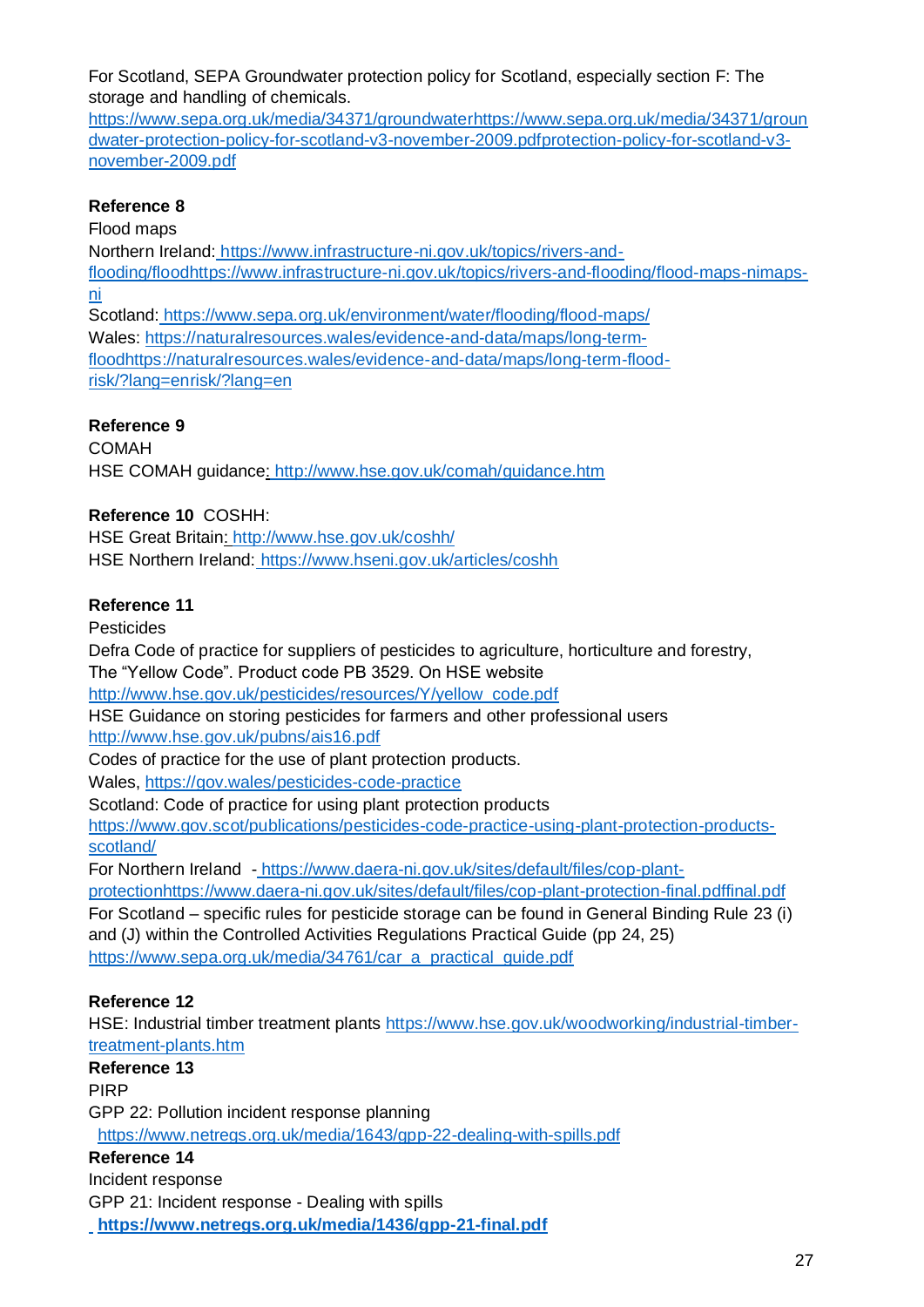For Scotland, SEPA Groundwater protection policy for Scotland, especially section F: The storage and handling of chemicals.
https://www.sepa.org.uk/media/34371/groundwaterhttps://www.sepa.org.uk/media/34371/groundwater-protection-policy-for-scotland-v3-november-2009.pdfprotection-policy-for-scotland-v3-november-2009.pdf

**Reference 8**

Flood maps

Northern Ireland: https://www.infrastructure-ni.gov.uk/topics/rivers-and-flooding/floodhttps://www.infrastructure-ni.gov.uk/topics/rivers-and-flooding/flood-maps-nimaps-ni

Scotland: https://www.sepa.org.uk/environment/water/flooding/flood-maps/

Wales: https://naturalresources.wales/evidence-and-data/maps/long-term-floodhttps://naturalresources.wales/evidence-and-data/maps/long-term-flood-risk/?lang=enrisk/?lang=en

**Reference 9**

COMAH

HSE COMAH guidance: http://www.hse.gov.uk/comah/guidance.htm

**Reference 10** COSHH:

HSE Great Britain: http://www.hse.gov.uk/coshh/

HSE Northern Ireland: https://www.hseni.gov.uk/articles/coshh

**Reference 11**

Pesticides

Defra Code of practice for suppliers of pesticides to agriculture, horticulture and forestry, The “Yellow Code”. Product code PB 3529. On HSE website
http://www.hse.gov.uk/pesticides/resources/Y/yellow_code.pdf

HSE Guidance on storing pesticides for farmers and other professional users
http://www.hse.gov.uk/pubns/ais16.pdf

Codes of practice for the use of plant protection products.

Wales, https://gov.wales/pesticides-code-practice

Scotland: Code of practice for using plant protection products
https://www.gov.scot/publications/pesticides-code-practice-using-plant-protection-products-scotland/

For Northern Ireland - https://www.daera-ni.gov.uk/sites/default/files/cop-plant-protectionhttps://www.daera-ni.gov.uk/sites/default/files/cop-plant-protection-final.pdffinal.pdf

For Scotland – specific rules for pesticide storage can be found in General Binding Rule 23 (i) and (J) within the Controlled Activities Regulations Practical Guide (pp 24, 25)
https://www.sepa.org.uk/media/34761/car_a_practical_guide.pdf

**Reference 12**

HSE: Industrial timber treatment plants https://www.hse.gov.uk/woodworking/industrial-timber-treatment-plants.htm

**Reference 13**

PIRP

GPP 22: Pollution incident response planning
https://www.netregs.org.uk/media/1643/gpp-22-dealing-with-spills.pdf

**Reference 14**

Incident response

GPP 21: Incident response - Dealing with spills
**https://www.netregs.org.uk/media/1436/gpp-21-final.pdf**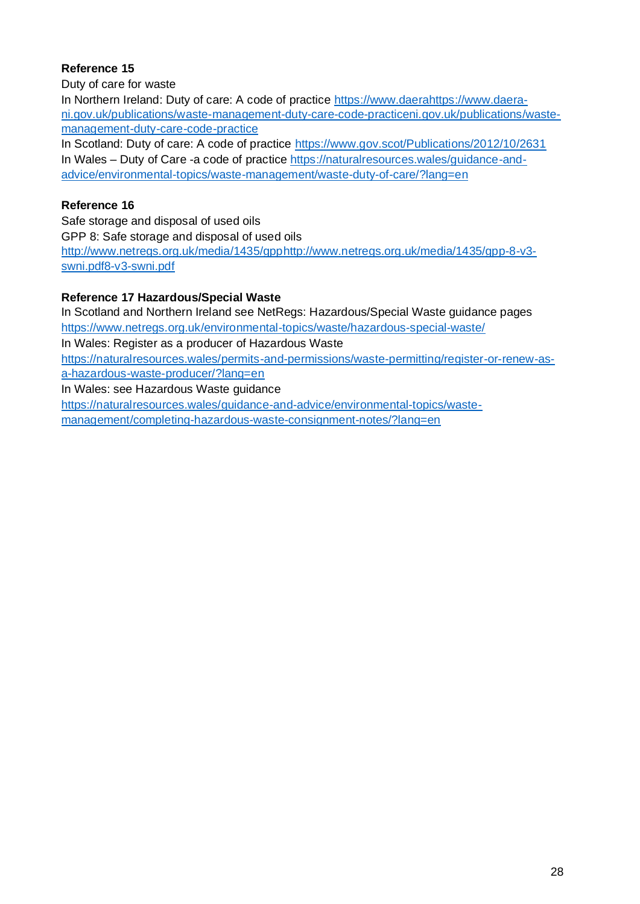**Reference 15**

Duty of care for waste

In Northern Ireland: Duty of care: A code of practice https://www.daerahttps://www.daera-ni.gov.uk/publications/waste-management-duty-care-code-practiceni.gov.uk/publications/waste-management-duty-care-code-practice

In Scotland: Duty of care: A code of practice https://www.gov.scot/Publications/2012/10/2631

In Wales – Duty of Care -a code of practice https://naturalresources.wales/guidance-and-advice/environmental-topics/waste-management/waste-duty-of-care/?lang=en

**Reference 16**

Safe storage and disposal of used oils

GPP 8: Safe storage and disposal of used oils

http://www.netregs.org.uk/media/1435/gpphttp://www.netregs.org.uk/media/1435/gpp-8-v3-swni.pdf8-v3-swni.pdf

**Reference 17 Hazardous/Special Waste**

In Scotland and Northern Ireland see NetRegs: Hazardous/Special Waste guidance pages https://www.netregs.org.uk/environmental-topics/waste/hazardous-special-waste/

In Wales: Register as a producer of Hazardous Waste

https://naturalresources.wales/permits-and-permissions/waste-permitting/register-or-renew-as-a-hazardous-waste-producer/?lang=en

In Wales: see Hazardous Waste guidance

https://naturalresources.wales/guidance-and-advice/environmental-topics/waste-management/completing-hazardous-waste-consignment-notes/?lang=en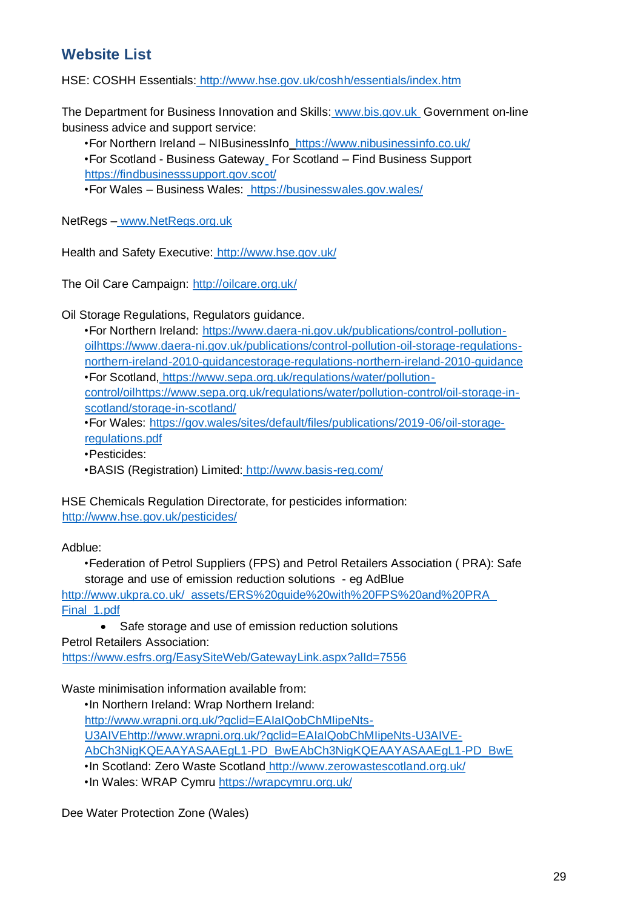## Website List

HSE: COSHH Essentials: http://www.hse.gov.uk/coshh/essentials/index.htm

The Department for Business Innovation and Skills: www.bis.gov.uk Government on-line business advice and support service:

- •For Northern Ireland – NIBusinessInfo https://www.nibusinessinfo.co.uk/
- •For Scotland - Business Gateway For Scotland – Find Business Support https://findbusinesssupport.gov.scot/
- •For Wales – Business Wales: https://businesswales.gov.wales/

NetRegs – www.NetRegs.org.uk

Health and Safety Executive: http://www.hse.gov.uk/

The Oil Care Campaign: http://oilcare.org.uk/

Oil Storage Regulations, Regulators guidance.

- •For Northern Ireland: https://www.daera-ni.gov.uk/publications/control-pollution-oilhttps://www.daera-ni.gov.uk/publications/control-pollution-oil-storage-regulations-northern-ireland-2010-guidancestorage-regulations-northern-ireland-2010-guidance
- •For Scotland, https://www.sepa.org.uk/regulations/water/pollution-control/oilhttps://www.sepa.org.uk/regulations/water/pollution-control/oil-storage-in-scotland/storage-in-scotland/
- •For Wales: https://gov.wales/sites/default/files/publications/2019-06/oil-storage-regulations.pdf
- •Pesticides:
- •BASIS (Registration) Limited: http://www.basis-reg.com/

HSE Chemicals Regulation Directorate, for pesticides information: http://www.hse.gov.uk/pesticides/

Adblue:

- •Federation of Petrol Suppliers (FPS) and Petrol Retailers Association ( PRA): Safe storage and use of emission reduction solutions - eg AdBlue

http://www.ukpra.co.uk/_assets/ERS%20guide%20with%20FPS%20and%20PRA_Final_1.pdf

- Safe storage and use of emission reduction solutions

Petrol Retailers Association: https://www.esfrs.org/EasySiteWeb/GatewayLink.aspx?alId=7556

Waste minimisation information available from:

- •In Northern Ireland: Wrap Northern Ireland: http://www.wrapni.org.uk/?gclid=EAIaIQobChMIipeNts-U3AIVEhttp://www.wrapni.org.uk/?gclid=EAIaIQobChMIipeNts-U3AIVE-AbCh3NigKQEAAYASAAEgL1-PD_BwEAbCh3NigKQEAAYASAAEgL1-PD_BwE
- •In Scotland: Zero Waste Scotland http://www.zerowastescotland.org.uk/
- •In Wales: WRAP Cymru https://wrapcymru.org.uk/

Dee Water Protection Zone (Wales)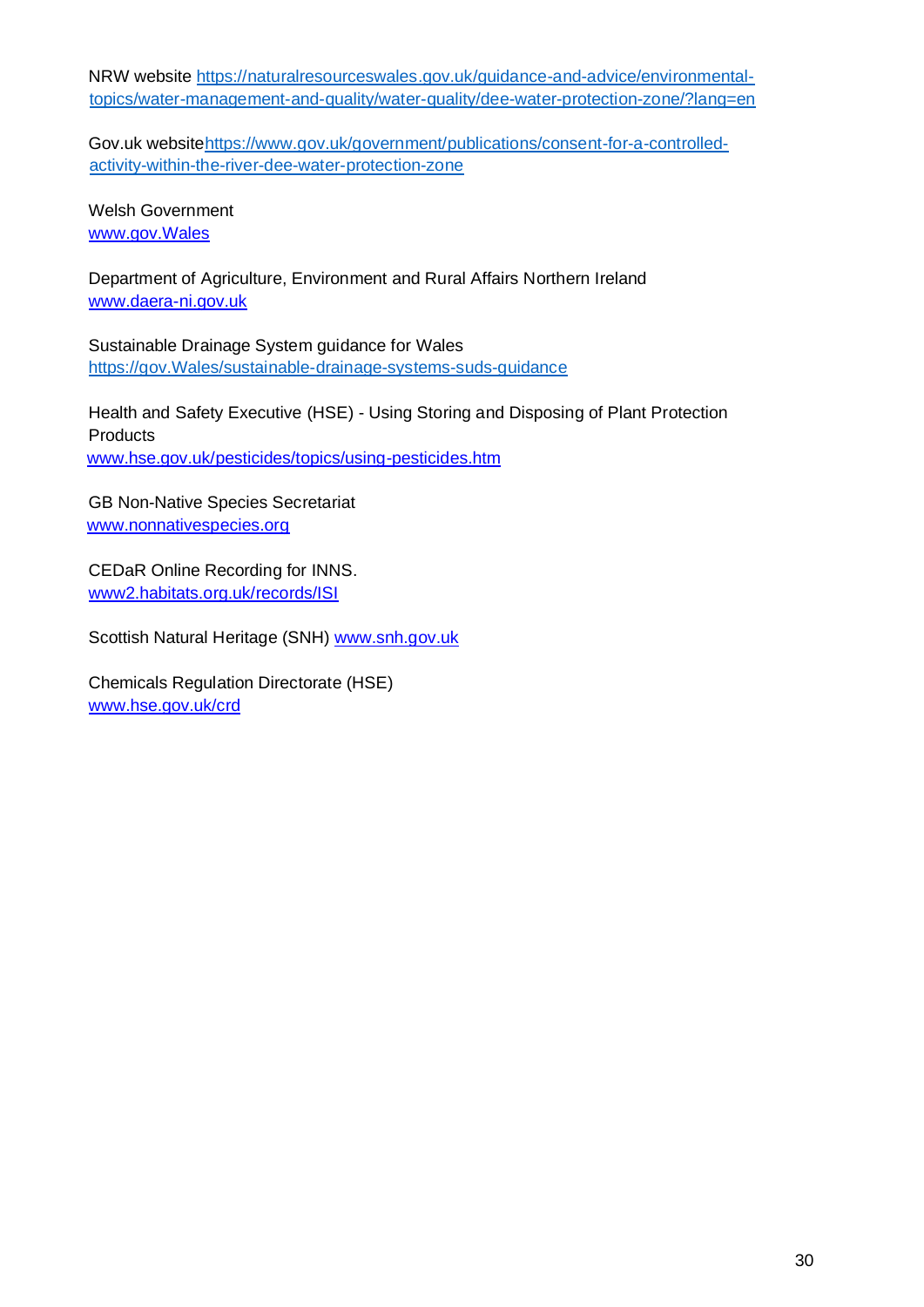NRW website https://naturalresourceswales.gov.uk/guidance-and-advice/environmental-topics/water-management-and-quality/water-quality/dee-water-protection-zone/?lang=en

Gov.uk websitehttps://www.gov.uk/government/publications/consent-for-a-controlled-activity-within-the-river-dee-water-protection-zone

Welsh Government
www.gov.Wales

Department of Agriculture, Environment and Rural Affairs Northern Ireland
www.daera-ni.gov.uk

Sustainable Drainage System guidance for Wales
https://gov.Wales/sustainable-drainage-systems-suds-guidance

Health and Safety Executive (HSE) - Using Storing and Disposing of Plant Protection Products
www.hse.gov.uk/pesticides/topics/using-pesticides.htm

GB Non-Native Species Secretariat
www.nonnativespecies.org

CEDaR Online Recording for INNS.
www2.habitats.org.uk/records/ISI

Scottish Natural Heritage (SNH) www.snh.gov.uk

Chemicals Regulation Directorate (HSE)
www.hse.gov.uk/crd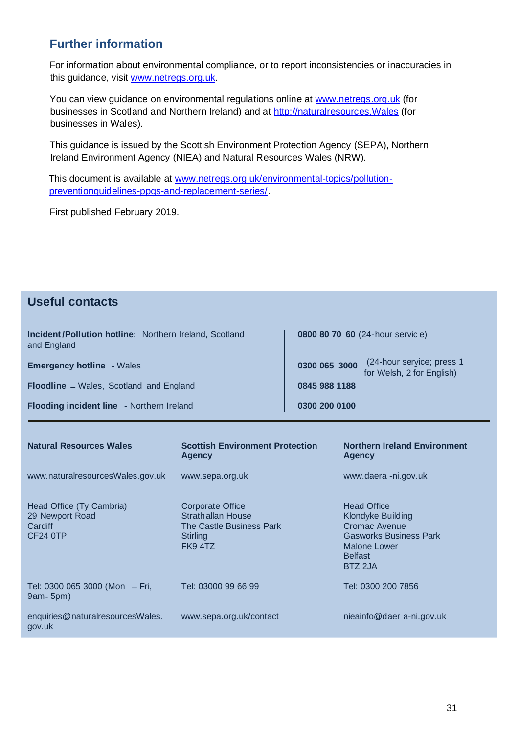## Further information

For information about environmental compliance, or to report inconsistencies or inaccuracies in this guidance, visit www.netregs.org.uk.

You can view guidance on environmental regulations online at www.netregs.org.uk (for businesses in Scotland and Northern Ireland) and at http://naturalresources.Wales (for businesses in Wales).

This guidance is issued by the Scottish Environment Protection Agency (SEPA), Northern Ireland Environment Agency (NIEA) and Natural Resources Wales (NRW).

This document is available at www.netregs.org.uk/environmental-topics/pollution-preventionguidelines-ppgs-and-replacement-series/.

First published February 2019.

## Useful contacts

| | |
|---|---|
| **Incident/Pollution hotline:** Northern Ireland, Scotland and England | **0800 80 70 60** (24-hour service) |
| **Emergency hotline** - Wales | **0300 065 3000** (24-hour service; press 1 for Welsh, 2 for English) |
| **Floodline** – Wales, Scotland and England | **0845 988 1188** |
| **Flooding incident line** - Northern Ireland | **0300 200 0100** |

| **Natural Resources Wales** | **Scottish Environment Protection Agency** | **Northern Ireland Environment Agency** |
|---|---|---|
| www.naturalresourcesWales.gov.uk | www.sepa.org.uk | www.daera-ni.gov.uk |
| Head Office (Ty Cambria)<br>29 Newport Road<br>Cardiff<br>CF24 0TP | Corporate Office<br>Strathallan House<br>The Castle Business Park<br>Stirling<br>FK9 4TZ | Head Office<br>Klondyke Building<br>Cromac Avenue<br>Gasworks Business Park<br>Malone Lower<br>Belfast<br>BTZ 2JA |
| Tel: 0300 065 3000 (Mon – Fri, 9am - 5pm) | Tel: 03000 99 66 99 | Tel: 0300 200 7856 |
| enquiries@naturalresourcesWales.gov.uk | www.sepa.org.uk/contact | nieainfo@daera-ni.gov.uk |